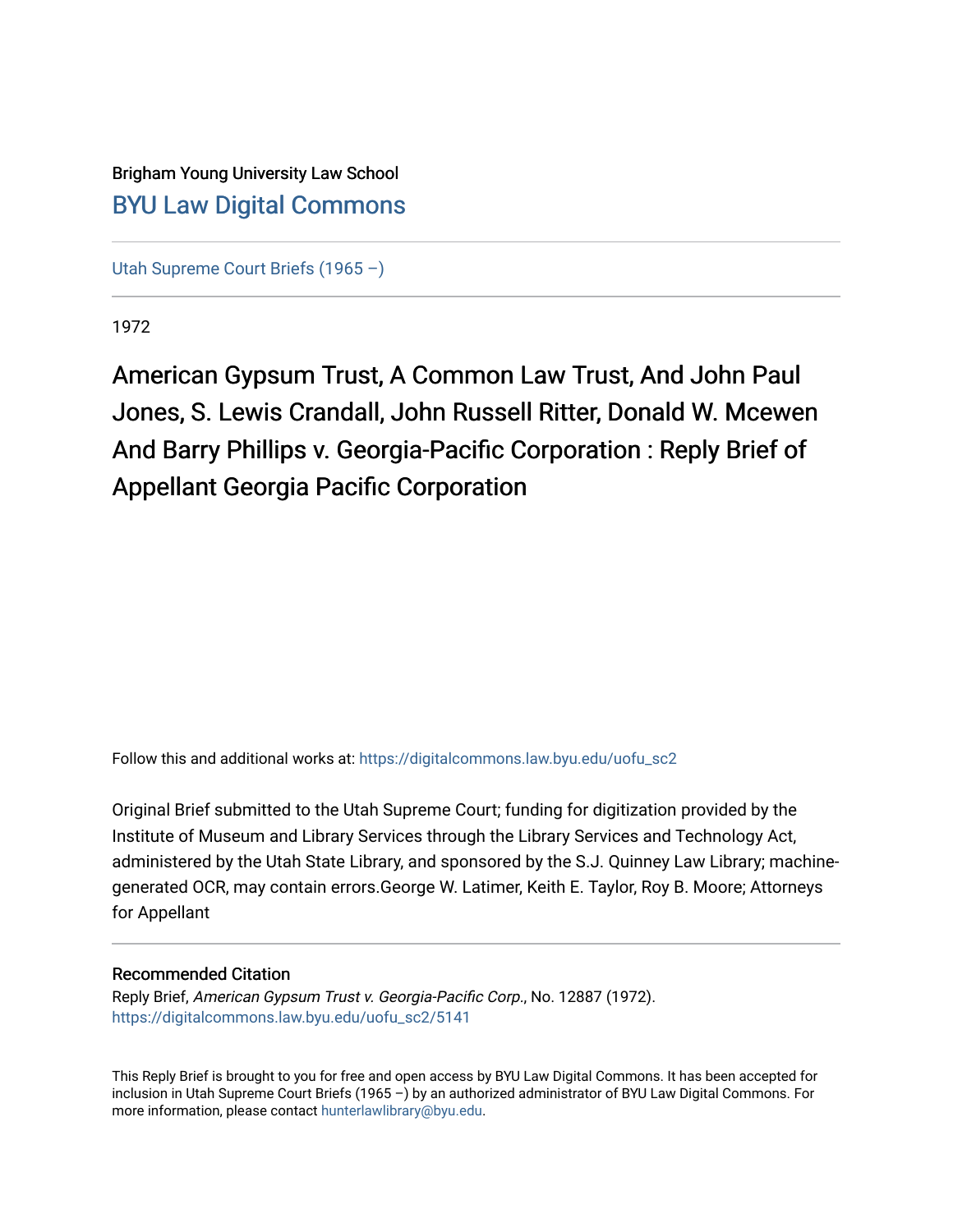Brigham Young University Law School

[BYU Law Digital Commons](https://digitalcommons.law.byu.edu)

---

[Utah Supreme Court Briefs (1965 –)](https://digitalcommons.law.byu.edu/uofu_sc2)

---

1972

# American Gypsum Trust, A Common Law Trust, And John Paul Jones, S. Lewis Crandall, John Russell Ritter, Donald W. Mcewen And Barry Phillips v. Georgia-Pacific Corporation : Reply Brief of Appellant Georgia Pacific Corporation

Follow this and additional works at: https://digitalcommons.law.byu.edu/uofu_sc2

Original Brief submitted to the Utah Supreme Court; funding for digitization provided by the Institute of Museum and Library Services through the Library Services and Technology Act, administered by the Utah State Library, and sponsored by the S.J. Quinney Law Library; machine-generated OCR, may contain errors.George W. Latimer, Keith E. Taylor, Roy B. Moore; Attorneys for Appellant

---

### Recommended Citation

Reply Brief, *American Gypsum Trust v. Georgia-Pacific Corp.*, No. 12887 (1972).
https://digitalcommons.law.byu.edu/uofu_sc2/5141

---

This Reply Brief is brought to you for free and open access by BYU Law Digital Commons. It has been accepted for inclusion in Utah Supreme Court Briefs (1965 –) by an authorized administrator of BYU Law Digital Commons. For more information, please contact hunterlawlibrary@byu.edu.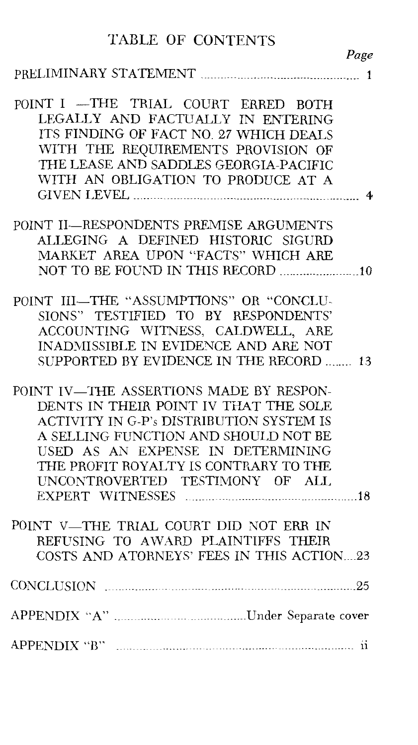# TABLE OF CONTENTS

| | Page |
|---|---|
| PRELIMINARY STATEMENT | 1 |
| POINT I —THE TRIAL COURT ERRED BOTH LEGALLY AND FACTUALLY IN ENTERING ITS FINDING OF FACT NO. 27 WHICH DEALS WITH THE REQUIREMENTS PROVISION OF THE LEASE AND SADDLES GEORGIA-PACIFIC WITH AN OBLIGATION TO PRODUCE AT A GIVEN LEVEL | 4 |
| POINT II—RESPONDENTS PREMISE ARGUMENTS ALLEGING A DEFINED HISTORIC SIGURD MARKET AREA UPON "FACTS" WHICH ARE NOT TO BE FOUND IN THIS RECORD | 10 |
| POINT III—THE "ASSUMPTIONS" OR "CONCLUSIONS" TESTIFIED TO BY RESPONDENTS' ACCOUNTING WITNESS, CALDWELL, ARE INADMISSIBLE IN EVIDENCE AND ARE NOT SUPPORTED BY EVIDENCE IN THE RECORD | 13 |
| POINT IV—THE ASSERTIONS MADE BY RESPONDENTS IN THEIR POINT IV THAT THE SOLE ACTIVITY IN G-P's DISTRIBUTION SYSTEM IS A SELLING FUNCTION AND SHOULD NOT BE USED AS AN EXPENSE IN DETERMINING THE PROFIT ROYALTY IS CONTRARY TO THE UNCONTROVERTED TESTIMONY OF ALL EXPERT WITNESSES | 18 |
| POINT V—THE TRIAL COURT DID NOT ERR IN REFUSING TO AWARD PLAINTIFFS THEIR COSTS AND ATTORNEYS' FEES IN THIS ACTION | 23 |
| CONCLUSION | 25 |
| APPENDIX "A" | Under Separate cover |
| APPENDIX "B" | ii |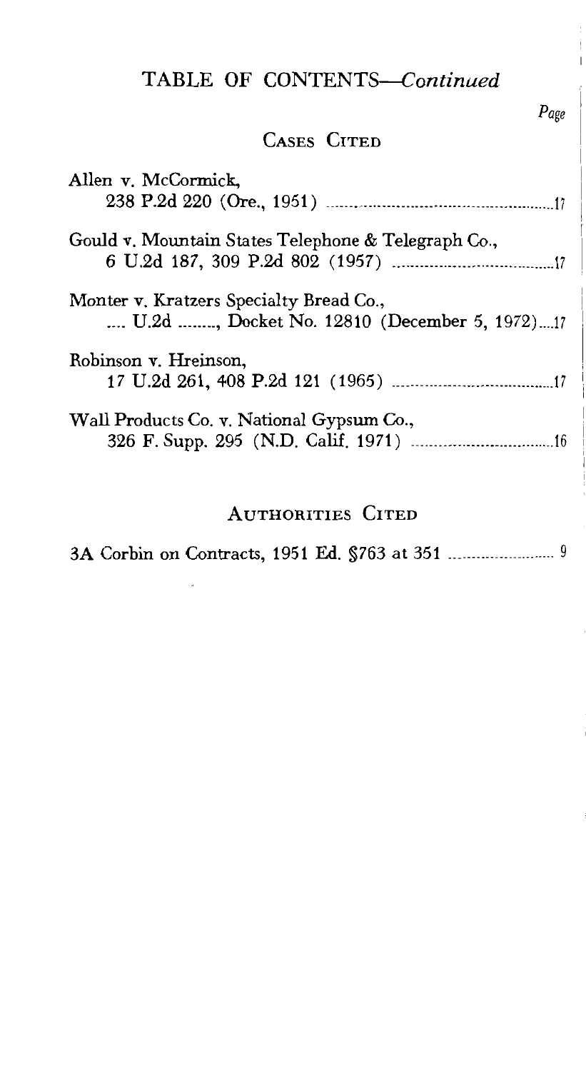## TABLE OF CONTENTS—*Continued*

*Page*

### CASES CITED

Allen v. McCormick,
238 P.2d 220 (Ore., 1951) .......................................................17

Gould v. Mountain States Telephone & Telegraph Co.,
6 U.2d 187, 309 P.2d 802 (1957) ...........................................17

Monter v. Kratzers Specialty Bread Co.,
.... U.2d ........, Docket No. 12810 (December 5, 1972)....17

Robinson v. Hreinson,
17 U.2d 261, 408 P.2d 121 (1965) .........................................17

Wall Products Co. v. National Gypsum Co.,
326 F. Supp. 295 (N.D. Calif. 1971) ......................................16

### AUTHORITIES CITED

3A Corbin on Contracts, 1951 Ed. §763 at 351 ......................... 9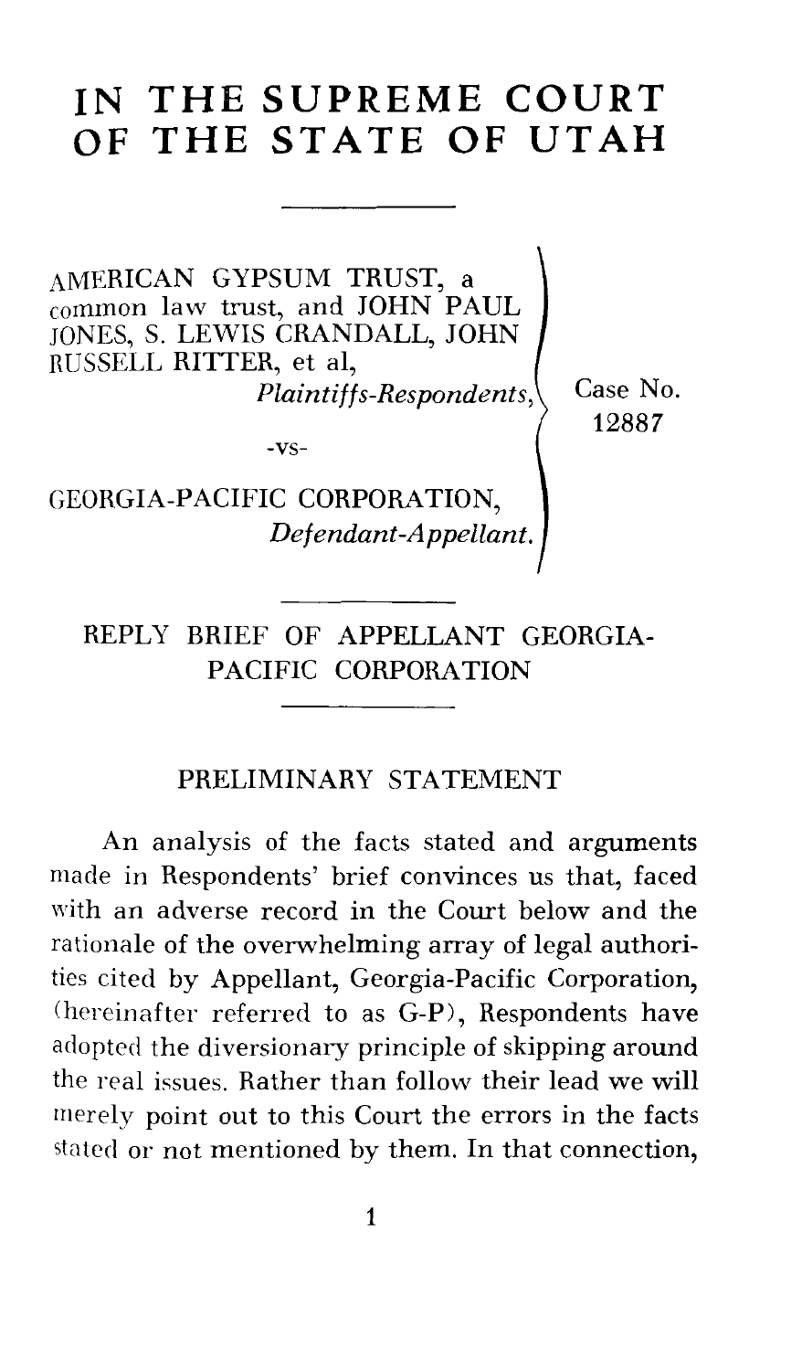# IN THE SUPREME COURT OF THE STATE OF UTAH

AMERICAN GYPSUM TRUST, a common law trust, and JOHN PAUL JONES, S. LEWIS CRANDALL, JOHN RUSSELL RITTER, et al,

*Plaintiffs-Respondents,*

-vs-

GEORGIA-PACIFIC CORPORATION,

*Defendant-Appellant.*

Case No. 12887

## REPLY BRIEF OF APPELLANT GEORGIA-PACIFIC CORPORATION

### PRELIMINARY STATEMENT

An analysis of the facts stated and arguments made in Respondents' brief convinces us that, faced with an adverse record in the Court below and the rationale of the overwhelming array of legal authorities cited by Appellant, Georgia-Pacific Corporation, (hereinafter referred to as G-P), Respondents have adopted the diversionary principle of skipping around the real issues. Rather than follow their lead we will merely point out to this Court the errors in the facts stated or not mentioned by them. In that connection,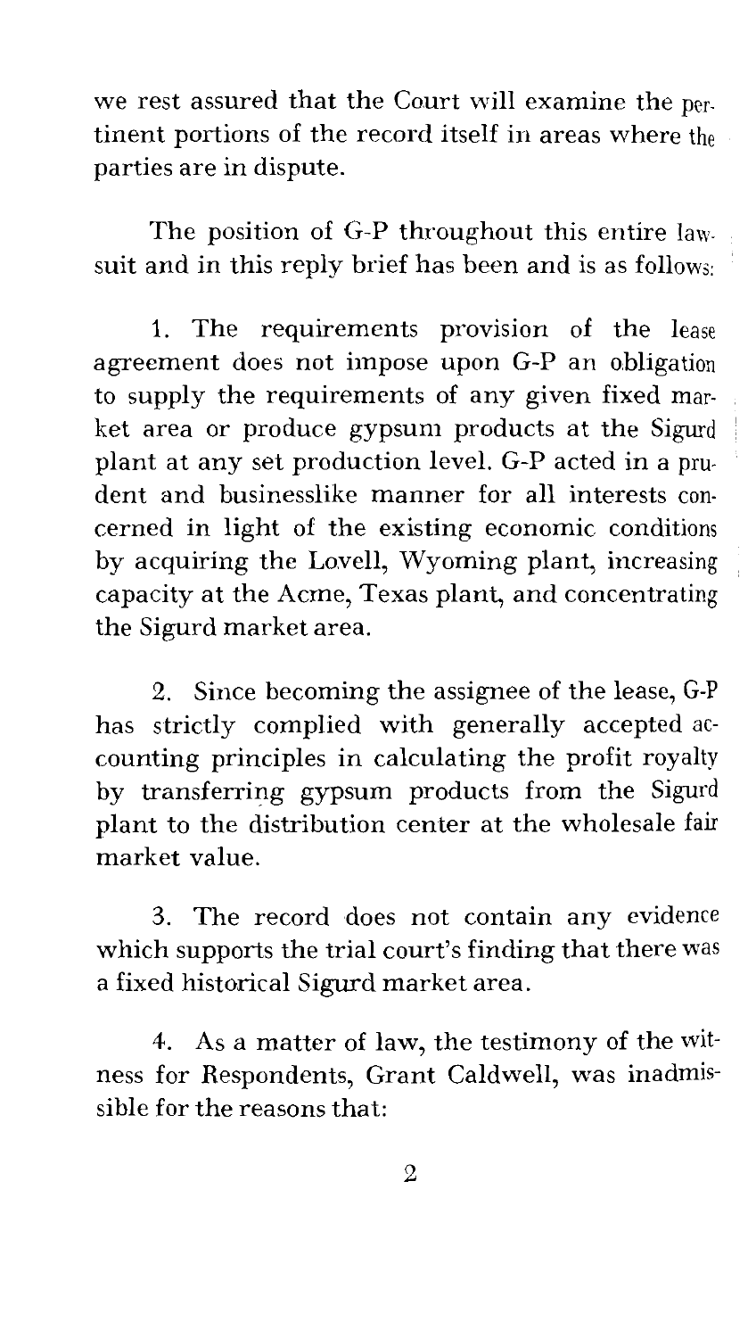we rest assured that the Court will examine the pertinent portions of the record itself in areas where the parties are in dispute.

The position of G-P throughout this entire lawsuit and in this reply brief has been and is as follows:

1. The requirements provision of the lease agreement does not impose upon G-P an obligation to supply the requirements of any given fixed market area or produce gypsum products at the Sigurd plant at any set production level. G-P acted in a prudent and businesslike manner for all interests concerned in light of the existing economic conditions by acquiring the Lovell, Wyoming plant, increasing capacity at the Acme, Texas plant, and concentrating the Sigurd market area.

2. Since becoming the assignee of the lease, G-P has strictly complied with generally accepted accounting principles in calculating the profit royalty by transferring gypsum products from the Sigurd plant to the distribution center at the wholesale fair market value.

3. The record does not contain any evidence which supports the trial court's finding that there was a fixed historical Sigurd market area.

4. As a matter of law, the testimony of the witness for Respondents, Grant Caldwell, was inadmissible for the reasons that: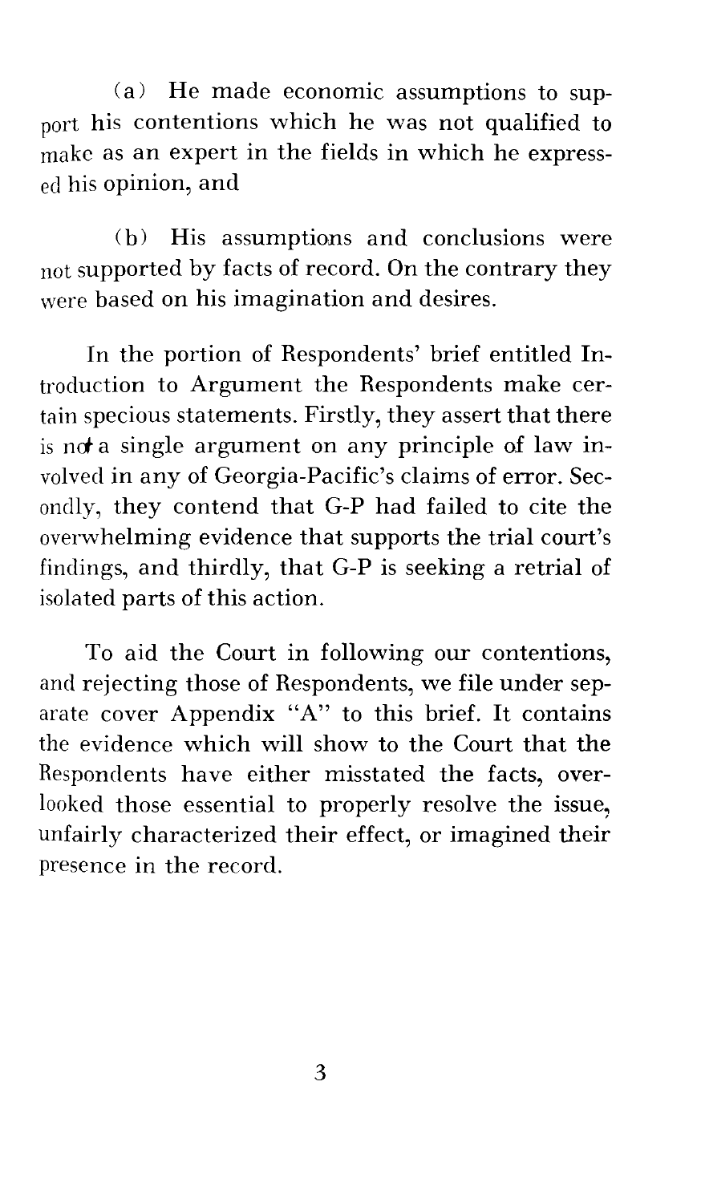(a) He made economic assumptions to support his contentions which he was not qualified to make as an expert in the fields in which he expressed his opinion, and

(b) His assumptions and conclusions were not supported by facts of record. On the contrary they were based on his imagination and desires.

In the portion of Respondents' brief entitled Introduction to Argument the Respondents make certain specious statements. Firstly, they assert that there is not a single argument on any principle of law involved in any of Georgia-Pacific's claims of error. Secondly, they contend that G-P had failed to cite the overwhelming evidence that supports the trial court's findings, and thirdly, that G-P is seeking a retrial of isolated parts of this action.

To aid the Court in following our contentions, and rejecting those of Respondents, we file under separate cover Appendix "A" to this brief. It contains the evidence which will show to the Court that the Respondents have either misstated the facts, overlooked those essential to properly resolve the issue, unfairly characterized their effect, or imagined their presence in the record.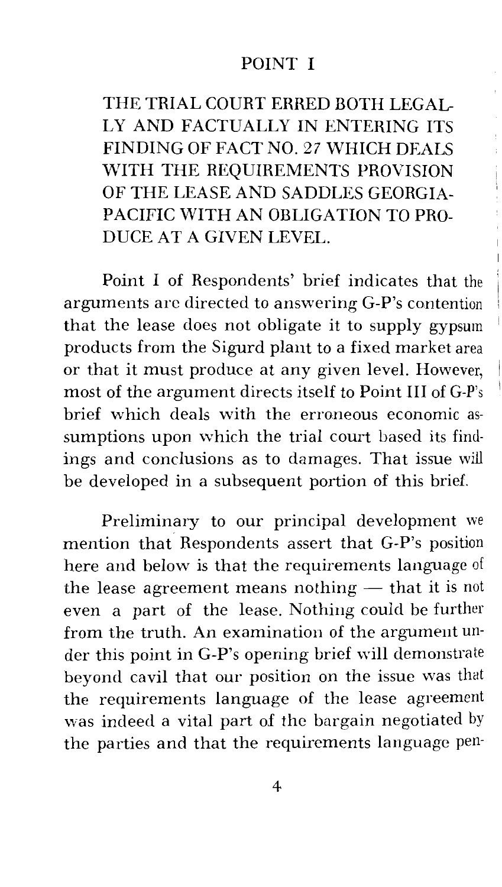## POINT I

### THE TRIAL COURT ERRED BOTH LEGALLY AND FACTUALLY IN ENTERING ITS FINDING OF FACT NO. 27 WHICH DEALS WITH THE REQUIREMENTS PROVISION OF THE LEASE AND SADDLES GEORGIA-PACIFIC WITH AN OBLIGATION TO PRODUCE AT A GIVEN LEVEL.

Point I of Respondents' brief indicates that the arguments are directed to answering G-P's contention that the lease does not obligate it to supply gypsum products from the Sigurd plant to a fixed market area or that it must produce at any given level. However, most of the argument directs itself to Point III of G-P's brief which deals with the erroneous economic assumptions upon which the trial court based its findings and conclusions as to damages. That issue will be developed in a subsequent portion of this brief.

Preliminary to our principal development we mention that Respondents assert that G-P's position here and below is that the requirements language of the lease agreement means nothing — that it is not even a part of the lease. Nothing could be further from the truth. An examination of the argument under this point in G-P's opening brief will demonstrate beyond cavil that our position on the issue was that the requirements language of the lease agreement was indeed a vital part of the bargain negotiated by the parties and that the requirements language pen-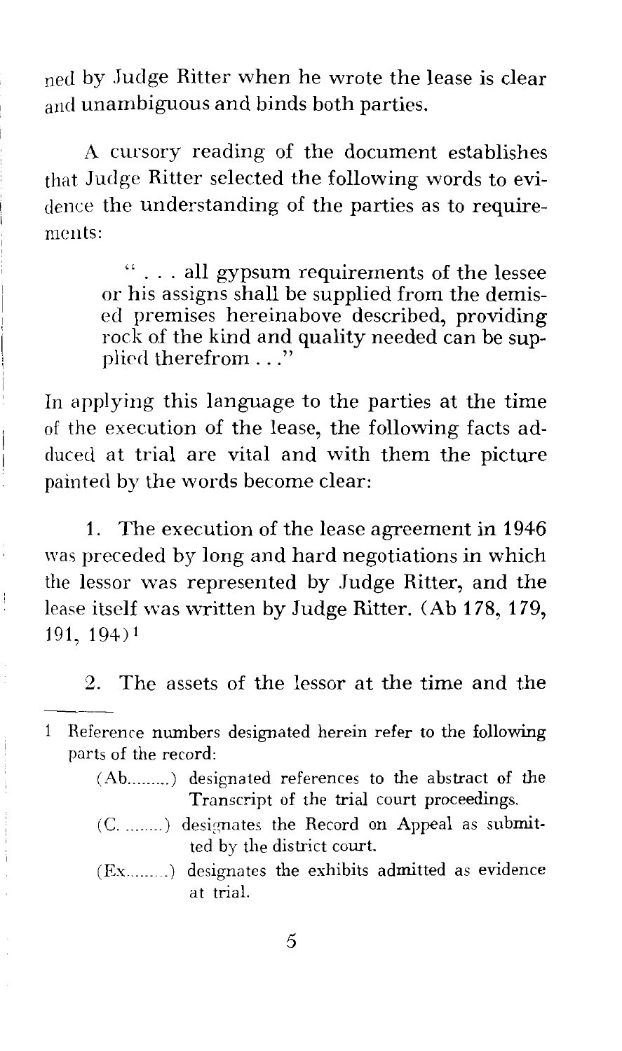ned by Judge Ritter when he wrote the lease is clear and unambiguous and binds both parties.

A cursory reading of the document establishes that Judge Ritter selected the following words to evidence the understanding of the parties as to requirements:

> " . . . all gypsum requirements of the lessee or his assigns shall be supplied from the demised premises hereinabove described, providing rock of the kind and quality needed can be supplied therefrom . . ."

In applying this language to the parties at the time of the execution of the lease, the following facts adduced at trial are vital and with them the picture painted by the words become clear:

1. The execution of the lease agreement in 1946 was preceded by long and hard negotiations in which the lessor was represented by Judge Ritter, and the lease itself was written by Judge Ritter. (Ab 178, 179, 191, 194)[1]

2. The assets of the lessor at the time and the

---

[1] Reference numbers designated herein refer to the following parts of the record:

- (Ab.........) designated references to the abstract of the Transcript of the trial court proceedings.
- (C. ........) designates the Record on Appeal as submitted by the district court.
- (Ex.........) designates the exhibits admitted as evidence at trial.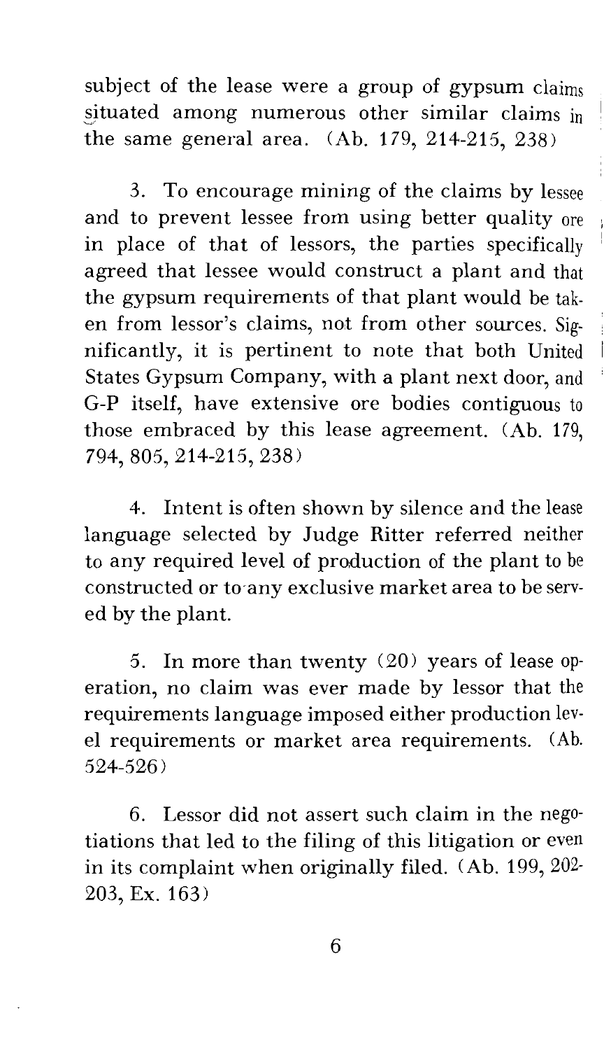subject of the lease were a group of gypsum claims situated among numerous other similar claims in the same general area. (Ab. 179, 214-215, 238)

3. To encourage mining of the claims by lessee and to prevent lessee from using better quality ore in place of that of lessors, the parties specifically agreed that lessee would construct a plant and that the gypsum requirements of that plant would be taken from lessor's claims, not from other sources. Significantly, it is pertinent to note that both United States Gypsum Company, with a plant next door, and G-P itself, have extensive ore bodies contiguous to those embraced by this lease agreement. (Ab. 179, 794, 805, 214-215, 238)

4. Intent is often shown by silence and the lease language selected by Judge Ritter referred neither to any required level of production of the plant to be constructed or to any exclusive market area to be served by the plant.

5. In more than twenty (20) years of lease operation, no claim was ever made by lessor that the requirements language imposed either production level requirements or market area requirements. (Ab. 524-526)

6. Lessor did not assert such claim in the negotiations that led to the filing of this litigation or even in its complaint when originally filed. (Ab. 199, 202-203, Ex. 163)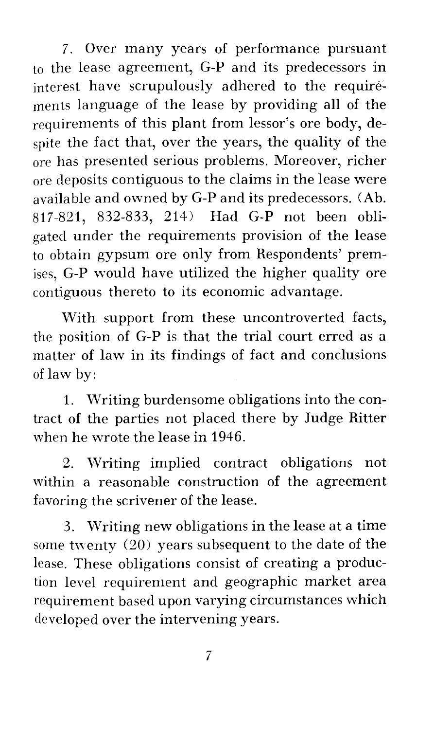7. Over many years of performance pursuant to the lease agreement, G-P and its predecessors in interest have scrupulously adhered to the requirements language of the lease by providing all of the requirements of this plant from lessor's ore body, despite the fact that, over the years, the quality of the ore has presented serious problems. Moreover, richer ore deposits contiguous to the claims in the lease were available and owned by G-P and its predecessors. (Ab. 817-821, 832-833, 214) Had G-P not been obligated under the requirements provision of the lease to obtain gypsum ore only from Respondents' premises, G-P would have utilized the higher quality ore contiguous thereto to its economic advantage.

With support from these uncontroverted facts, the position of G-P is that the trial court erred as a matter of law in its findings of fact and conclusions of law by:

1. Writing burdensome obligations into the contract of the parties not placed there by Judge Ritter when he wrote the lease in 1946.

2. Writing implied contract obligations not within a reasonable construction of the agreement favoring the scrivener of the lease.

3. Writing new obligations in the lease at a time some twenty (20) years subsequent to the date of the lease. These obligations consist of creating a production level requirement and geographic market area requirement based upon varying circumstances which developed over the intervening years.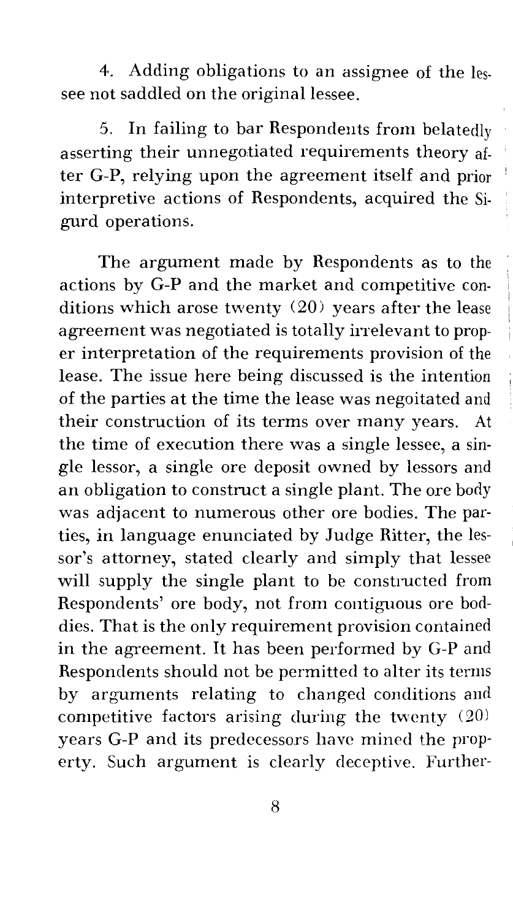4. Adding obligations to an assignee of the lessee not saddled on the original lessee.

5. In failing to bar Respondents from belatedly asserting their unnegotiated requirements theory after G-P, relying upon the agreement itself and prior interpretive actions of Respondents, acquired the Sigurd operations.

The argument made by Respondents as to the actions by G-P and the market and competitive conditions which arose twenty (20) years after the lease agreement was negotiated is totally irrelevant to proper interpretation of the requirements provision of the lease. The issue here being discussed is the intention of the parties at the time the lease was negoitated and their construction of its terms over many years. At the time of execution there was a single lessee, a single lessor, a single ore deposit owned by lessors and an obligation to construct a single plant. The ore body was adjacent to numerous other ore bodies. The parties, in language enunciated by Judge Ritter, the lessor's attorney, stated clearly and simply that lessee will supply the single plant to be constructed from Respondents' ore body, not from contiguous ore boddies. That is the only requirement provision contained in the agreement. It has been performed by G-P and Respondents should not be permitted to alter its terms by arguments relating to changed conditions and competitive factors arising during the twenty (20) years G-P and its predecessors have mined the property. Such argument is clearly deceptive. Further-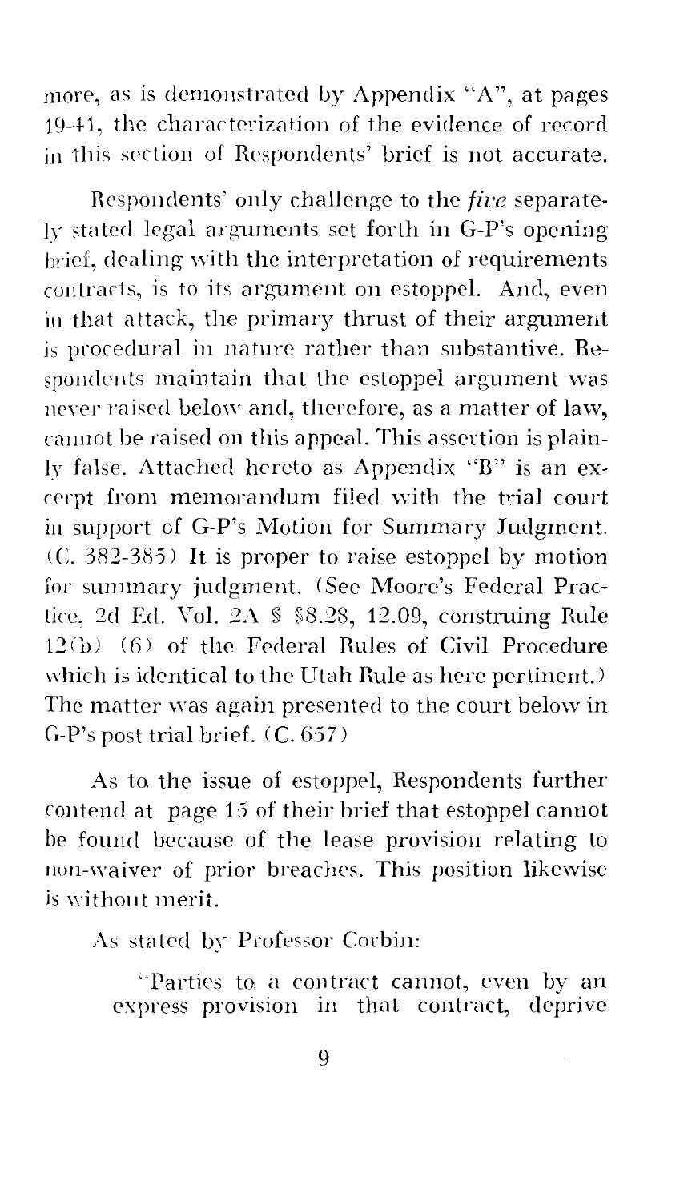more, as is demonstrated by Appendix "A", at pages 19-41, the characterization of the evidence of record in this section of Respondents' brief is not accurate.

Respondents' only challenge to the *five* separately stated legal arguments set forth in G-P's opening brief, dealing with the interpretation of requirements contracts, is to its argument on estoppel. And, even in that attack, the primary thrust of their argument is procedural in nature rather than substantive. Respondents maintain that the estoppel argument was never raised below and, therefore, as a matter of law, cannot be raised on this appeal. This assertion is plainly false. Attached hereto as Appendix "B" is an excerpt from memorandum filed with the trial court in support of G-P's Motion for Summary Judgment. (C. 382-385) It is proper to raise estoppel by motion for summary judgment. (See Moore's Federal Practice, 2d Ed. Vol. 2A § §8.28, 12.09, construing Rule 12(b) (6) of the Federal Rules of Civil Procedure which is identical to the Utah Rule as here pertinent.) The matter was again presented to the court below in G-P's post trial brief. (C. 657)

As to the issue of estoppel, Respondents further contend at page 15 of their brief that estoppel cannot be found because of the lease provision relating to non-waiver of prior breaches. This position likewise is without merit.

As stated by Professor Corbin:

> "Parties to a contract cannot, even by an express provision in that contract, deprive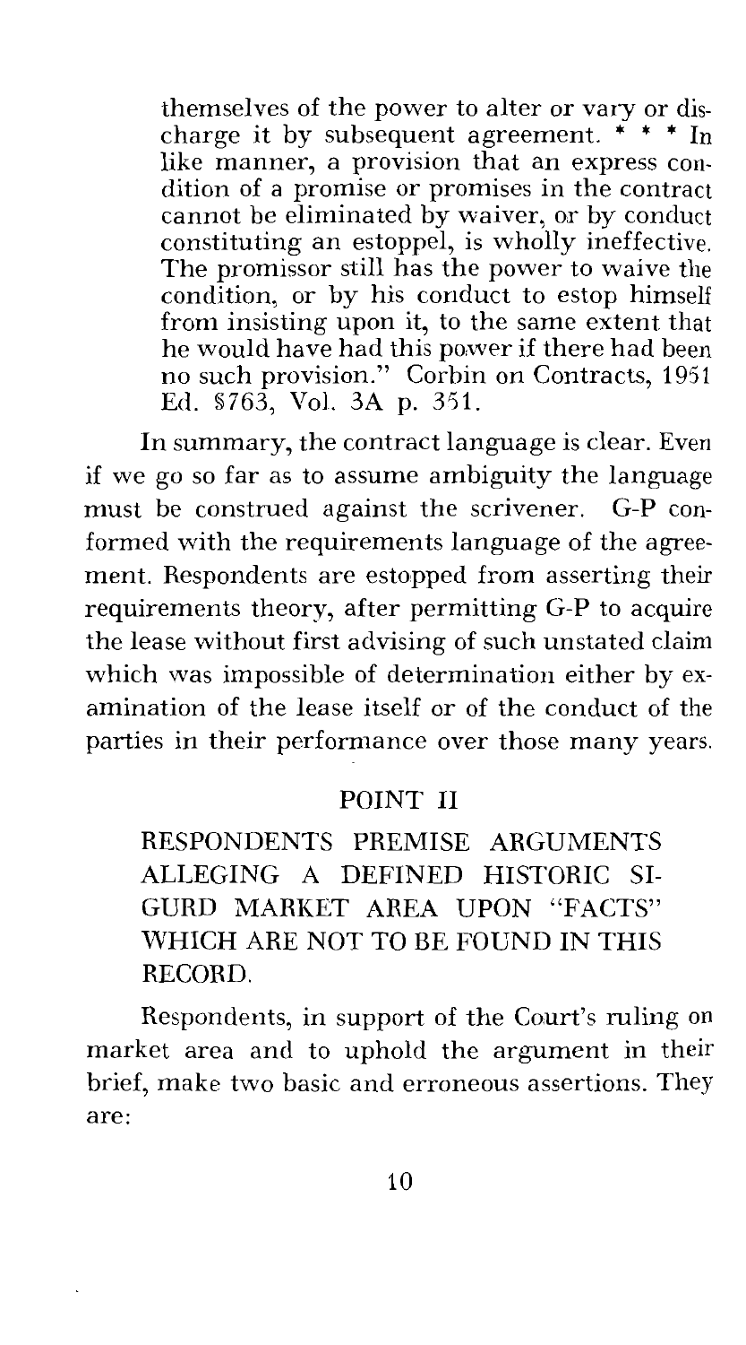themselves of the power to alter or vary or discharge it by subsequent agreement. * * * In like manner, a provision that an express condition of a promise or promises in the contract cannot be eliminated by waiver, or by conduct constituting an estoppel, is wholly ineffective. The promissor still has the power to waive the condition, or by his conduct to estop himself from insisting upon it, to the same extent that he would have had this power if there had been no such provision." Corbin on Contracts, 1951 Ed. §763, Vol. 3A p. 351.

In summary, the contract language is clear. Even if we go so far as to assume ambiguity the language must be construed against the scrivener. G-P conformed with the requirements language of the agreement. Respondents are estopped from asserting their requirements theory, after permitting G-P to acquire the lease without first advising of such unstated claim which was impossible of determination either by examination of the lease itself or of the conduct of the parties in their performance over those many years.

## POINT II

### RESPONDENTS PREMISE ARGUMENTS ALLEGING A DEFINED HISTORIC SIGURD MARKET AREA UPON "FACTS" WHICH ARE NOT TO BE FOUND IN THIS RECORD.

Respondents, in support of the Court's ruling on market area and to uphold the argument in their brief, make two basic and erroneous assertions. They are: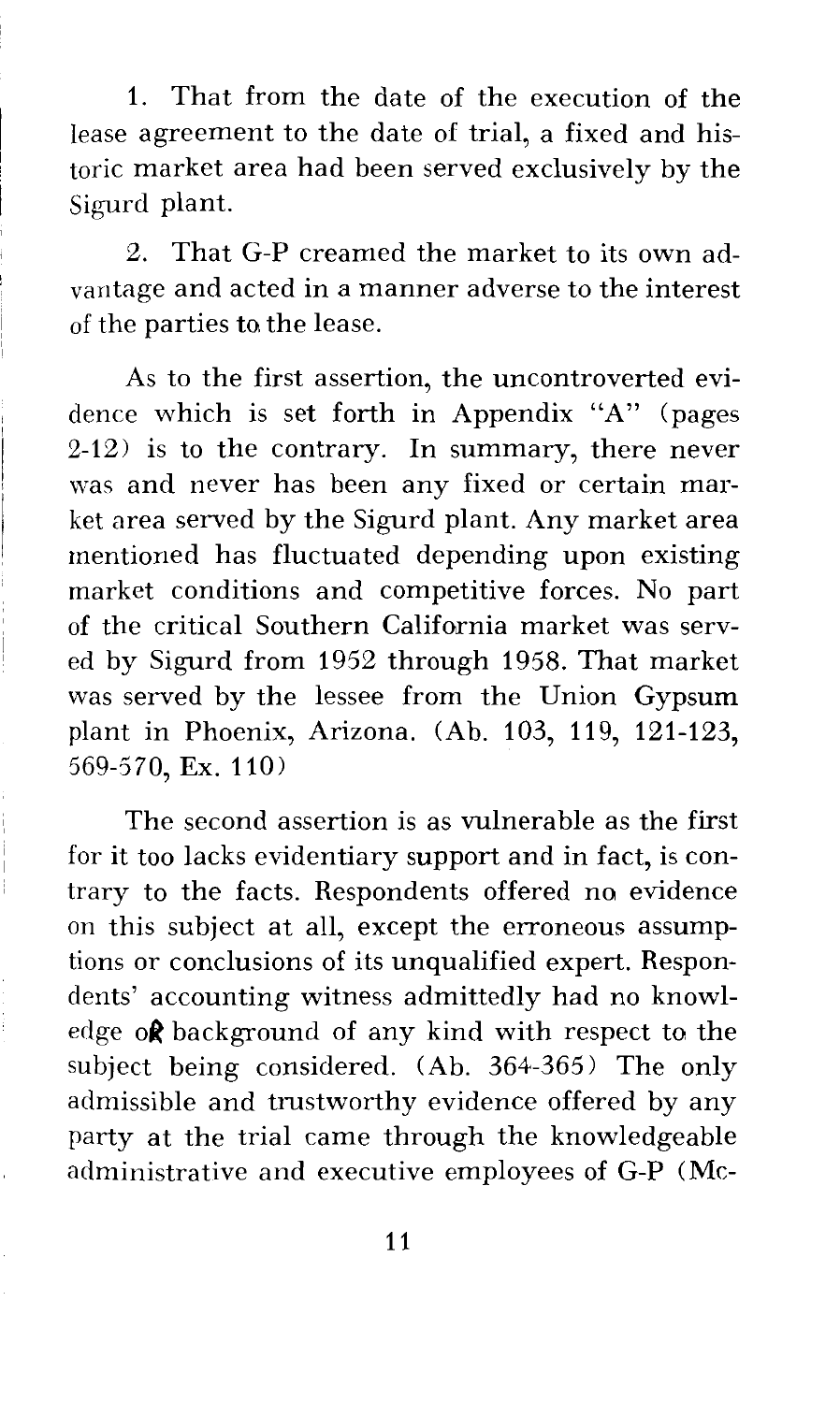1. That from the date of the execution of the lease agreement to the date of trial, a fixed and historic market area had been served exclusively by the Sigurd plant.

2. That G-P creamed the market to its own advantage and acted in a manner adverse to the interest of the parties to the lease.

As to the first assertion, the uncontroverted evidence which is set forth in Appendix "A" (pages 2-12) is to the contrary. In summary, there never was and never has been any fixed or certain market area served by the Sigurd plant. Any market area mentioned has fluctuated depending upon existing market conditions and competitive forces. No part of the critical Southern California market was served by Sigurd from 1952 through 1958. That market was served by the lessee from the Union Gypsum plant in Phoenix, Arizona. (Ab. 103, 119, 121-123, 569-570, Ex. 110)

The second assertion is as vulnerable as the first for it too lacks evidentiary support and in fact, is contrary to the facts. Respondents offered no evidence on this subject at all, except the erroneous assumptions or conclusions of its unqualified expert. Respondents' accounting witness admittedly had no knowledge or background of any kind with respect to the subject being considered. (Ab. 364-365) The only admissible and trustworthy evidence offered by any party at the trial came through the knowledgeable administrative and executive employees of G-P (Mc-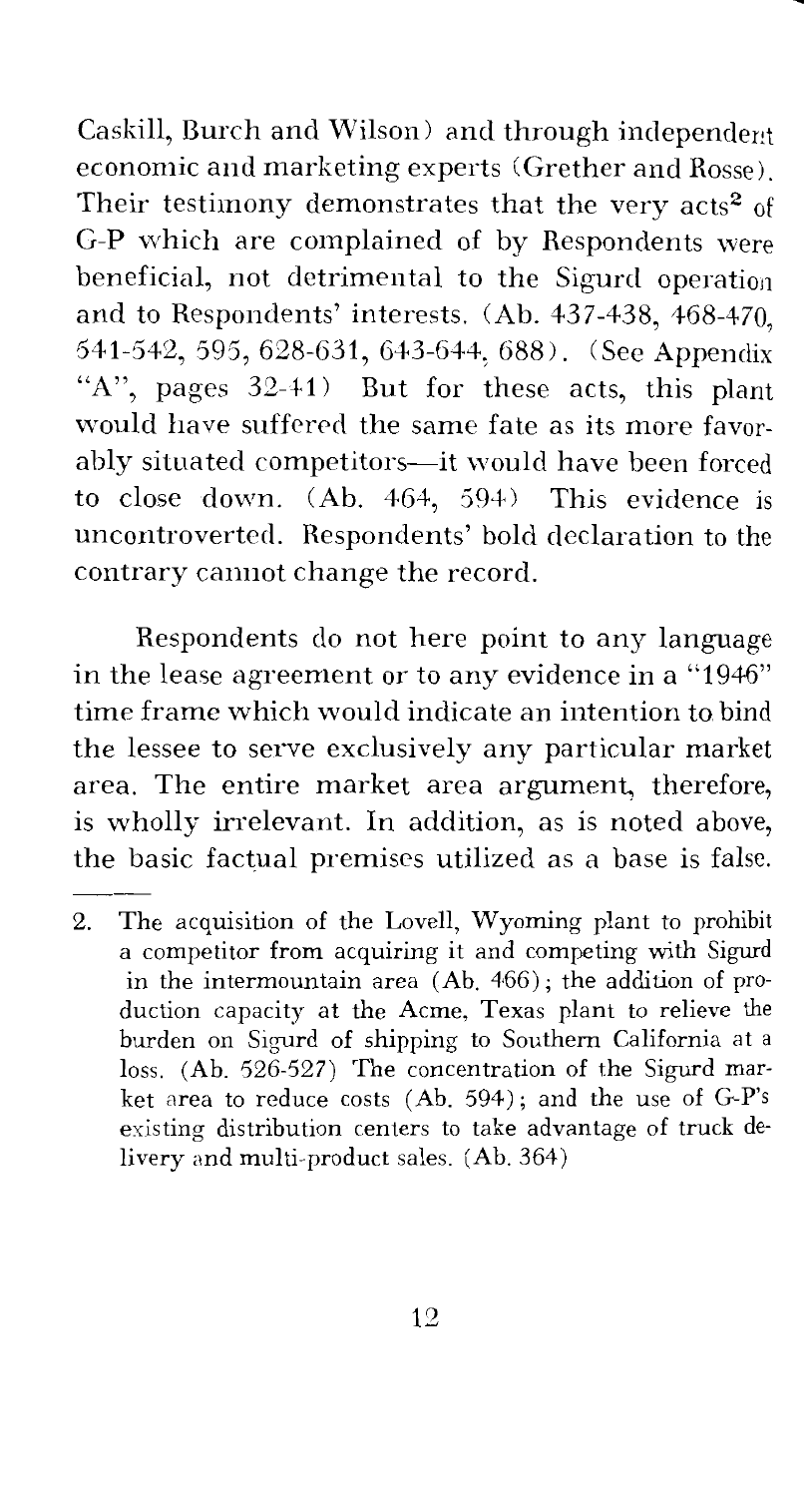Caskill, Burch and Wilson) and through independent economic and marketing experts (Grether and Rosse). Their testimony demonstrates that the very acts[2] of G-P which are complained of by Respondents were beneficial, not detrimental to the Sigurd operation and to Respondents' interests. (Ab. 437-438, 468-470, 541-542, 595, 628-631, 643-644, 688). (See Appendix "A", pages 32-41) But for these acts, this plant would have suffered the same fate as its more favorably situated competitors—it would have been forced to close down. (Ab. 464, 594) This evidence is uncontroverted. Respondents' bold declaration to the contrary cannot change the record.

Respondents do not here point to any language in the lease agreement or to any evidence in a "1946" time frame which would indicate an intention to bind the lessee to serve exclusively any particular market area. The entire market area argument, therefore, is wholly irrelevant. In addition, as is noted above, the basic factual premises utilized as a base is false.

---

2. The acquisition of the Lovell, Wyoming plant to prohibit a competitor from acquiring it and competing with Sigurd in the intermountain area (Ab. 466); the addition of production capacity at the Acme, Texas plant to relieve the burden on Sigurd of shipping to Southern California at a loss. (Ab. 526-527) The concentration of the Sigurd market area to reduce costs (Ab. 594); and the use of G-P's existing distribution centers to take advantage of truck delivery and multi-product sales. (Ab. 364)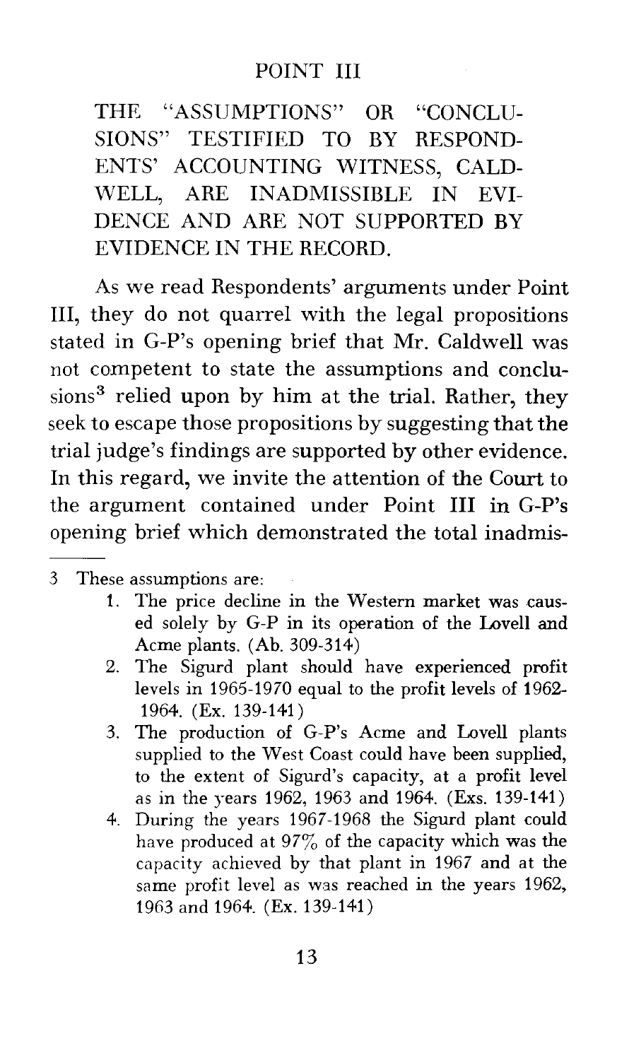## POINT III

THE "ASSUMPTIONS" OR "CONCLUSIONS" TESTIFIED TO BY RESPONDENTS' ACCOUNTING WITNESS, CALDWELL, ARE INADMISSIBLE IN EVIDENCE AND ARE NOT SUPPORTED BY EVIDENCE IN THE RECORD.

As we read Respondents' arguments under Point III, they do not quarrel with the legal propositions stated in G-P's opening brief that Mr. Caldwell was not competent to state the assumptions and conclusions[3] relied upon by him at the trial. Rather, they seek to escape those propositions by suggesting that the trial judge's findings are supported by other evidence. In this regard, we invite the attention of the Court to the argument contained under Point III in G-P's opening brief which demonstrated the total inadmis-

---

3 These assumptions are:

1. The price decline in the Western market was caused solely by G-P in its operation of the Lovell and Acme plants. (Ab. 309-314)
2. The Sigurd plant should have experienced profit levels in 1965-1970 equal to the profit levels of 1962-1964. (Ex. 139-141)
3. The production of G-P's Acme and Lovell plants supplied to the West Coast could have been supplied, to the extent of Sigurd's capacity, at a profit level as in the years 1962, 1963 and 1964. (Exs. 139-141)
4. During the years 1967-1968 the Sigurd plant could have produced at 97% of the capacity which was the capacity achieved by that plant in 1967 and at the same profit level as was reached in the years 1962, 1963 and 1964. (Ex. 139-141)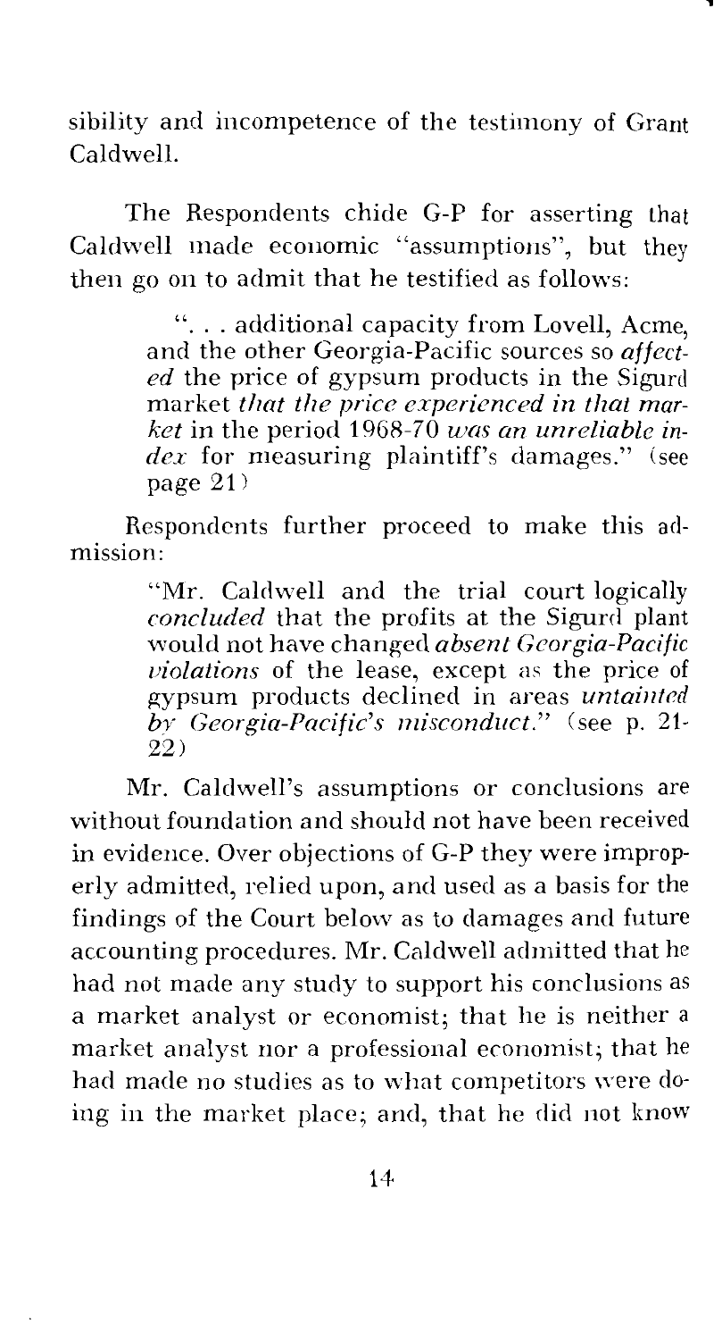sibility and incompetence of the testimony of Grant Caldwell.

The Respondents chide G-P for asserting that Caldwell made economic "assumptions", but they then go on to admit that he testified as follows:

> ". . . additional capacity from Lovell, Acme, and the other Georgia-Pacific sources so *affected* the price of gypsum products in the Sigurd market *that the price experienced in that market* in the period 1968-70 *was an unreliable index* for measuring plaintiff's damages." (see page 21)

Respondents further proceed to make this admission:

> "Mr. Caldwell and the trial court logically *concluded* that the profits at the Sigurd plant would not have changed *absent Georgia-Pacific violations* of the lease, except as the price of gypsum products declined in areas *untainted by Georgia-Pacific's misconduct*." (see p. 21-22)

Mr. Caldwell's assumptions or conclusions are without foundation and should not have been received in evidence. Over objections of G-P they were improperly admitted, relied upon, and used as a basis for the findings of the Court below as to damages and future accounting procedures. Mr. Caldwell admitted that he had not made any study to support his conclusions as a market analyst or economist; that he is neither a market analyst nor a professional economist; that he had made no studies as to what competitors were doing in the market place; and, that he did not know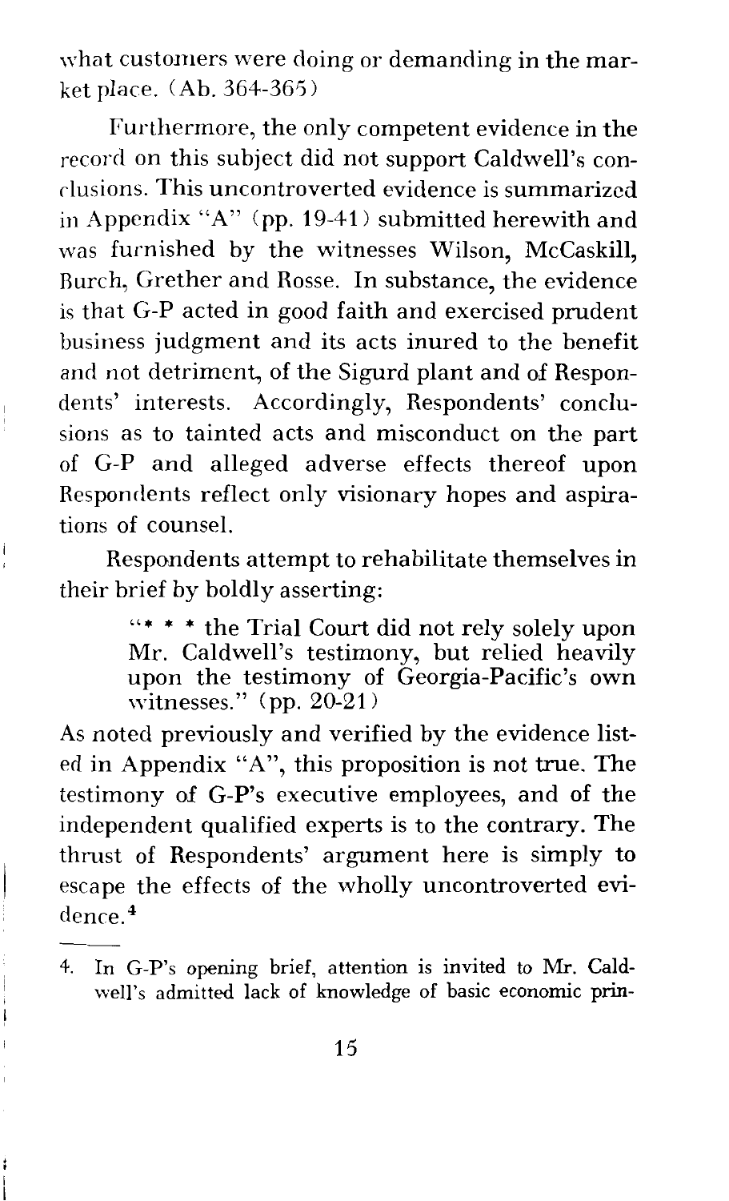what customers were doing or demanding in the market place. (Ab. 364-365)

Furthermore, the only competent evidence in the record on this subject did not support Caldwell's conclusions. This uncontroverted evidence is summarized in Appendix "A" (pp. 19-41) submitted herewith and was furnished by the witnesses Wilson, McCaskill, Burch, Grether and Rosse. In substance, the evidence is that G-P acted in good faith and exercised prudent business judgment and its acts inured to the benefit and not detriment, of the Sigurd plant and of Respondents' interests. Accordingly, Respondents' conclusions as to tainted acts and misconduct on the part of G-P and alleged adverse effects thereof upon Respondents reflect only visionary hopes and aspirations of counsel.

Respondents attempt to rehabilitate themselves in their brief by boldly asserting:

> "* * * the Trial Court did not rely solely upon Mr. Caldwell's testimony, but relied heavily upon the testimony of Georgia-Pacific's own witnesses." (pp. 20-21)

As noted previously and verified by the evidence listed in Appendix "A", this proposition is not true. The testimony of G-P's executive employees, and of the independent qualified experts is to the contrary. The thrust of Respondents' argument here is simply to escape the effects of the wholly uncontroverted evidence.[4]

---

4. In G-P's opening brief, attention is invited to Mr. Caldwell's admitted lack of knowledge of basic economic prin-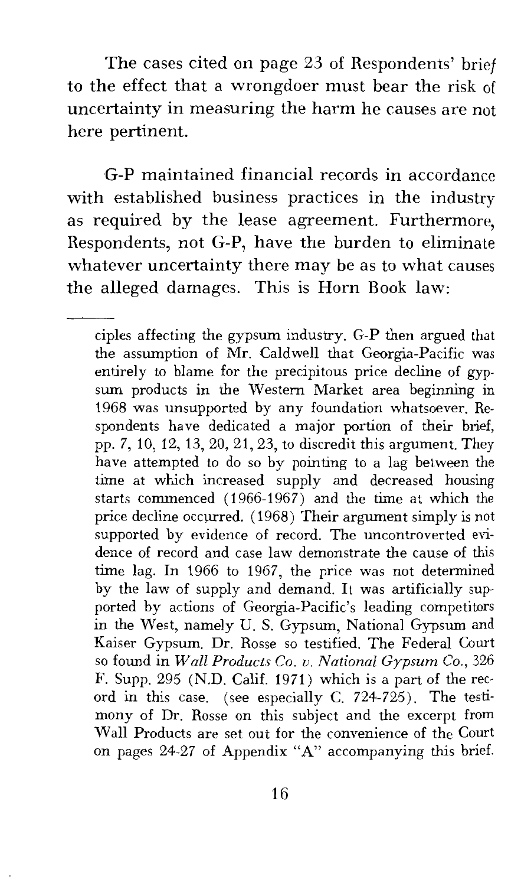The cases cited on page 23 of Respondents' brief to the effect that a wrongdoer must bear the risk of uncertainty in measuring the harm he causes are not here pertinent.

G-P maintained financial records in accordance with established business practices in the industry as required by the lease agreement. Furthermore, Respondents, not G-P, have the burden to eliminate whatever uncertainty there may be as to what causes the alleged damages. This is Horn Book law:

---

ciples affecting the gypsum industry. G-P then argued that the assumption of Mr. Caldwell that Georgia-Pacific was entirely to blame for the precipitous price decline of gypsum products in the Western Market area beginning in 1968 was unsupported by any foundation whatsoever. Respondents have dedicated a major portion of their brief, pp. 7, 10, 12, 13, 20, 21, 23, to discredit this argument. They have attempted to do so by pointing to a lag between the time at which increased supply and decreased housing starts commenced (1966-1967) and the time at which the price decline occurred. (1968) Their argument simply is not supported by evidence of record. The uncontroverted evidence of record and case law demonstrate the cause of this time lag. In 1966 to 1967, the price was not determined by the law of supply and demand. It was artificially supported by actions of Georgia-Pacific's leading competitors in the West, namely U. S. Gypsum, National Gypsum and Kaiser Gypsum. Dr. Rosse so testified. The Federal Court so found in *Wall Products Co. v. National Gypsum Co.*, 326 F. Supp. 295 (N.D. Calif. 1971) which is a part of the record in this case. (see especially C. 724-725). The testimony of Dr. Rosse on this subject and the excerpt from Wall Products are set out for the convenience of the Court on pages 24-27 of Appendix "A" accompanying this brief.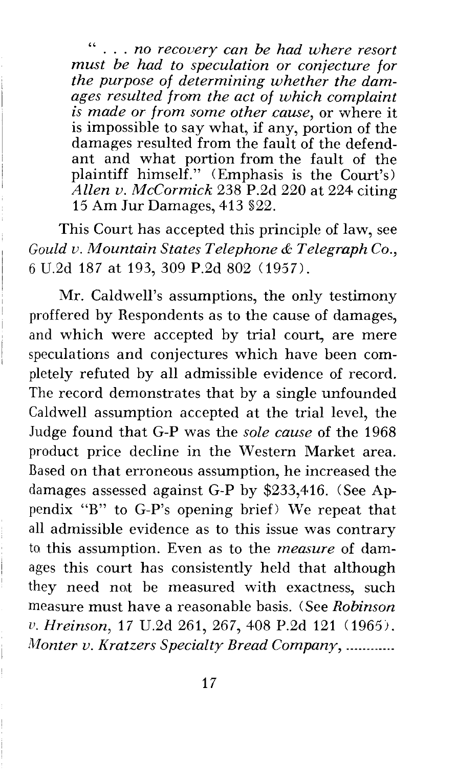" . . . *no recovery can be had where resort must be had to speculation or conjecture for the purpose of determining whether the damages resulted from the act of which complaint is made or from some other cause*, or where it is impossible to say what, if any, portion of the damages resulted from the fault of the defendant and what portion from the fault of the plaintiff himself." (Emphasis is the Court's) *Allen v. McCormick* 238 P.2d 220 at 224 citing 15 Am Jur Damages, 413 §22.

This Court has accepted this principle of law, see *Gould v. Mountain States Telephone & Telegraph Co.*, 6 U.2d 187 at 193, 309 P.2d 802 (1957).

Mr. Caldwell's assumptions, the only testimony proffered by Respondents as to the cause of damages, and which were accepted by trial court, are mere speculations and conjectures which have been completely refuted by all admissible evidence of record. The record demonstrates that by a single unfounded Caldwell assumption accepted at the trial level, the Judge found that G-P was the *sole cause* of the 1968 product price decline in the Western Market area. Based on that erroneous assumption, he increased the damages assessed against G-P by $233,416. (See Appendix "B" to G-P's opening brief) We repeat that all admissible evidence as to this issue was contrary to this assumption. Even as to the *measure* of damages this court has consistently held that although they need not be measured with exactness, such measure must have a reasonable basis. (See *Robinson v. Hreinson*, 17 U.2d 261, 267, 408 P.2d 121 (1965). *Monter v. Kratzers Specialty Bread Company*, ............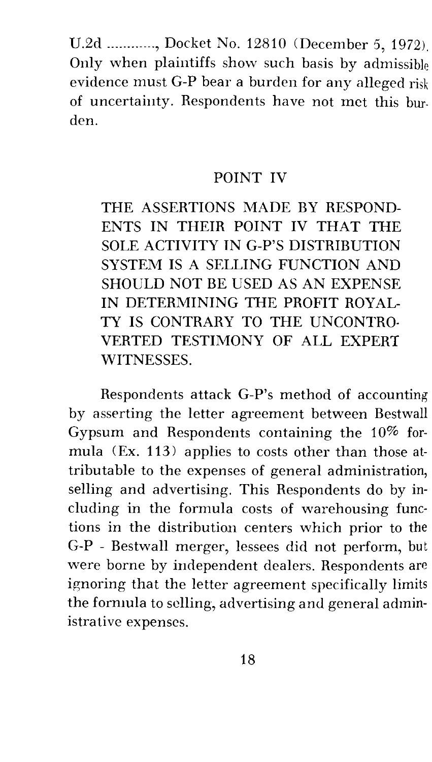U.2d ............, Docket No. 12810 (December 5, 1972). Only when plaintiffs show such basis by admissible evidence must G-P bear a burden for any alleged risk of uncertainty. Respondents have not met this burden.

## POINT IV

**THE ASSERTIONS MADE BY RESPONDENTS IN THEIR POINT IV THAT THE SOLE ACTIVITY IN G-P'S DISTRIBUTION SYSTEM IS A SELLING FUNCTION AND SHOULD NOT BE USED AS AN EXPENSE IN DETERMINING THE PROFIT ROYALTY IS CONTRARY TO THE UNCONTROVERTED TESTIMONY OF ALL EXPERT WITNESSES.**

Respondents attack G-P's method of accounting by asserting the letter agreement between Bestwall Gypsum and Respondents containing the 10% formula (Ex. 113) applies to costs other than those attributable to the expenses of general administration, selling and advertising. This Respondents do by including in the formula costs of warehousing functions in the distribution centers which prior to the G-P - Bestwall merger, lessees did not perform, but were borne by independent dealers. Respondents are ignoring that the letter agreement specifically limits the formula to selling, advertising and general administrative expenses.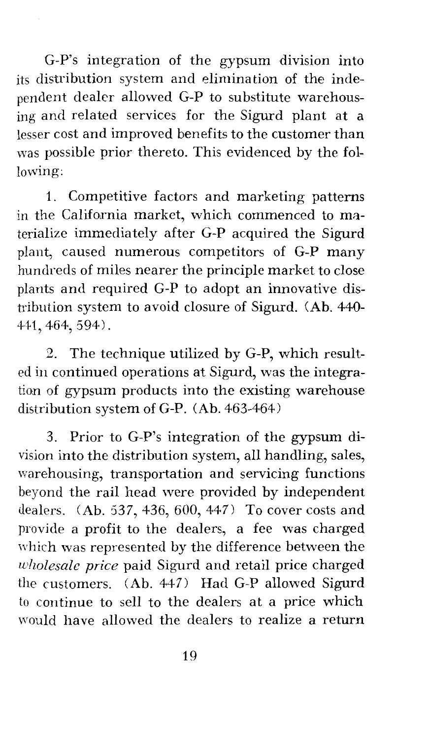G-P's integration of the gypsum division into its distribution system and elimination of the independent dealer allowed G-P to substitute warehousing and related services for the Sigurd plant at a lesser cost and improved benefits to the customer than was possible prior thereto. This evidenced by the following:

1. Competitive factors and marketing patterns in the California market, which commenced to materialize immediately after G-P acquired the Sigurd plant, caused numerous competitors of G-P many hundreds of miles nearer the principle market to close plants and required G-P to adopt an innovative distribution system to avoid closure of Sigurd. (Ab. 440-441, 464, 594).

2. The technique utilized by G-P, which resulted in continued operations at Sigurd, was the integration of gypsum products into the existing warehouse distribution system of G-P. (Ab. 463-464)

3. Prior to G-P's integration of the gypsum division into the distribution system, all handling, sales, warehousing, transportation and servicing functions beyond the rail head were provided by independent dealers. (Ab. 537, 436, 600, 447) To cover costs and provide a profit to the dealers, a fee was charged which was represented by the difference between the *wholesale price* paid Sigurd and retail price charged the customers. (Ab. 447) Had G-P allowed Sigurd to continue to sell to the dealers at a price which would have allowed the dealers to realize a return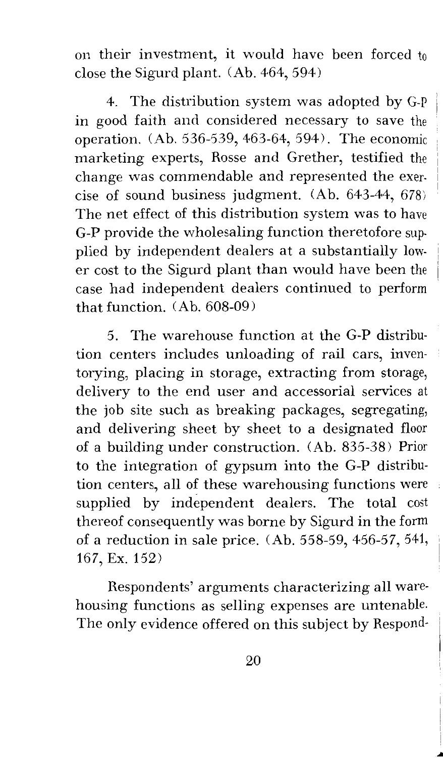on their investment, it would have been forced to close the Sigurd plant. (Ab. 464, 594)

4. The distribution system was adopted by G-P in good faith and considered necessary to save the operation. (Ab. 536-539, 463-64, 594). The economic marketing experts, Rosse and Grether, testified the change was commendable and represented the exercise of sound business judgment. (Ab. 643-44, 678) The net effect of this distribution system was to have G-P provide the wholesaling function theretofore supplied by independent dealers at a substantially lower cost to the Sigurd plant than would have been the case had independent dealers continued to perform that function. (Ab. 608-09)

5. The warehouse function at the G-P distribution centers includes unloading of rail cars, inventorying, placing in storage, extracting from storage, delivery to the end user and accessorial services at the job site such as breaking packages, segregating, and delivering sheet by sheet to a designated floor of a building under construction. (Ab. 835-38) Prior to the integration of gypsum into the G-P distribution centers, all of these warehousing functions were supplied by independent dealers. The total cost thereof consequently was borne by Sigurd in the form of a reduction in sale price. (Ab. 558-59, 456-57, 541, 167, Ex. 152)

Respondents' arguments characterizing all warehousing functions as selling expenses are untenable. The only evidence offered on this subject by Respond-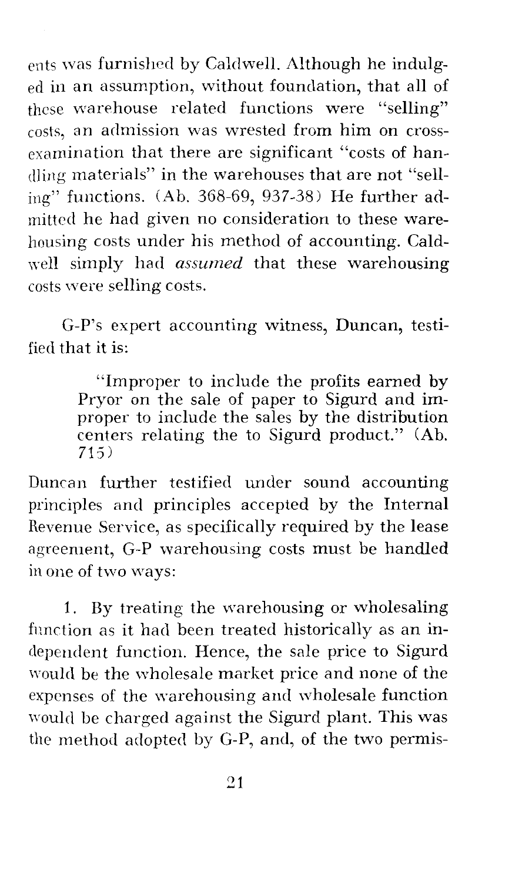ents was furnished by Caldwell. Although he indulged in an assumption, without foundation, that all of these warehouse related functions were "selling" costs, an admission was wrested from him on cross-examination that there are significant "costs of handling materials" in the warehouses that are not "selling" functions. (Ab. 368-69, 937-38) He further admitted he had given no consideration to these warehousing costs under his method of accounting. Caldwell simply had *assumed* that these warehousing costs were selling costs.

G-P's expert accounting witness, Duncan, testified that it is:

> "Improper to include the profits earned by Pryor on the sale of paper to Sigurd and improper to include the sales by the distribution centers relating the to Sigurd product." (Ab. 715)

Duncan further testified under sound accounting principles and principles accepted by the Internal Revenue Service, as specifically required by the lease agreement, G-P warehousing costs must be handled in one of two ways:

1. By treating the warehousing or wholesaling function as it had been treated historically as an independent function. Hence, the sale price to Sigurd would be the wholesale market price and none of the expenses of the warehousing and wholesale function would be charged against the Sigurd plant. This was the method adopted by G-P, and, of the two permis-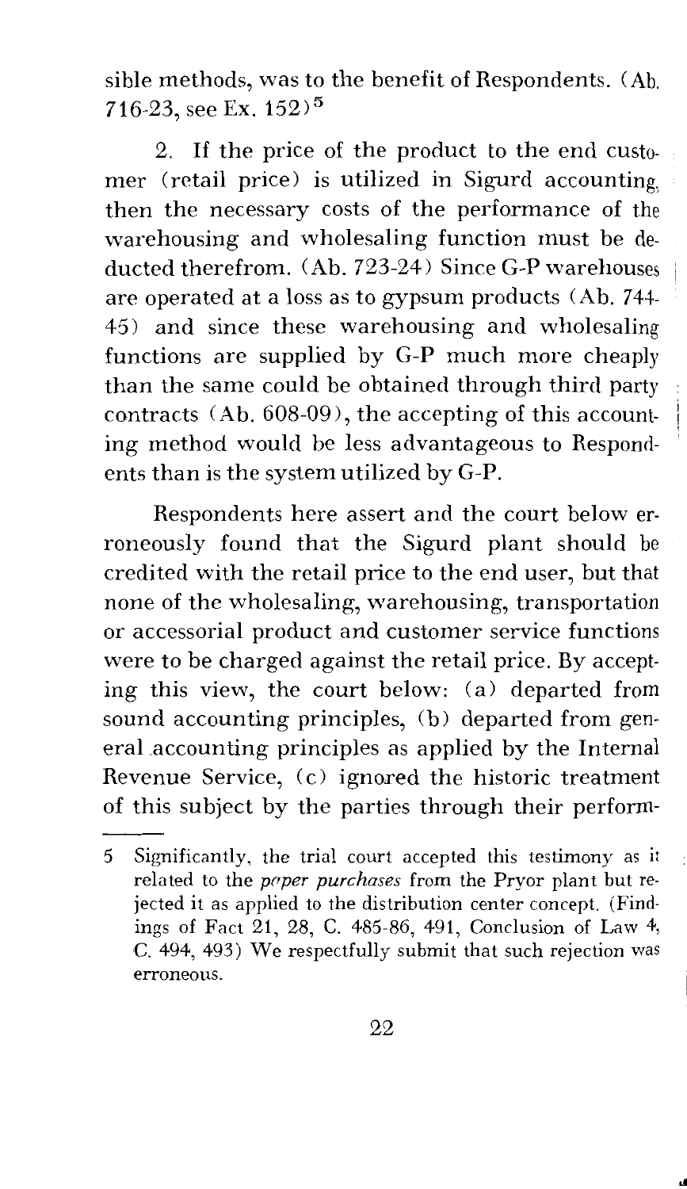sible methods, was to the benefit of Respondents. (Ab. 716-23, see Ex. 152)[5]

2. If the price of the product to the end customer (retail price) is utilized in Sigurd accounting, then the necessary costs of the performance of the warehousing and wholesaling function must be deducted therefrom. (Ab. 723-24) Since G-P warehouses are operated at a loss as to gypsum products (Ab. 744-45) and since these warehousing and wholesaling functions are supplied by G-P much more cheaply than the same could be obtained through third party contracts (Ab. 608-09), the accepting of this accounting method would be less advantageous to Respondents than is the system utilized by G-P.

Respondents here assert and the court below erroneously found that the Sigurd plant should be credited with the retail price to the end user, but that none of the wholesaling, warehousing, transportation or accessorial product and customer service functions were to be charged against the retail price. By accepting this view, the court below: (a) departed from sound accounting principles, (b) departed from general accounting principles as applied by the Internal Revenue Service, (c) ignored the historic treatment of this subject by the parties through their perform-

---

5 Significantly, the trial court accepted this testimony as it related to the *paper purchases* from the Pryor plant but rejected it as applied to the distribution center concept. (Findings of Fact 21, 28, C. 485-86, 491, Conclusion of Law 4, C. 494, 493) We respectfully submit that such rejection was erroneous.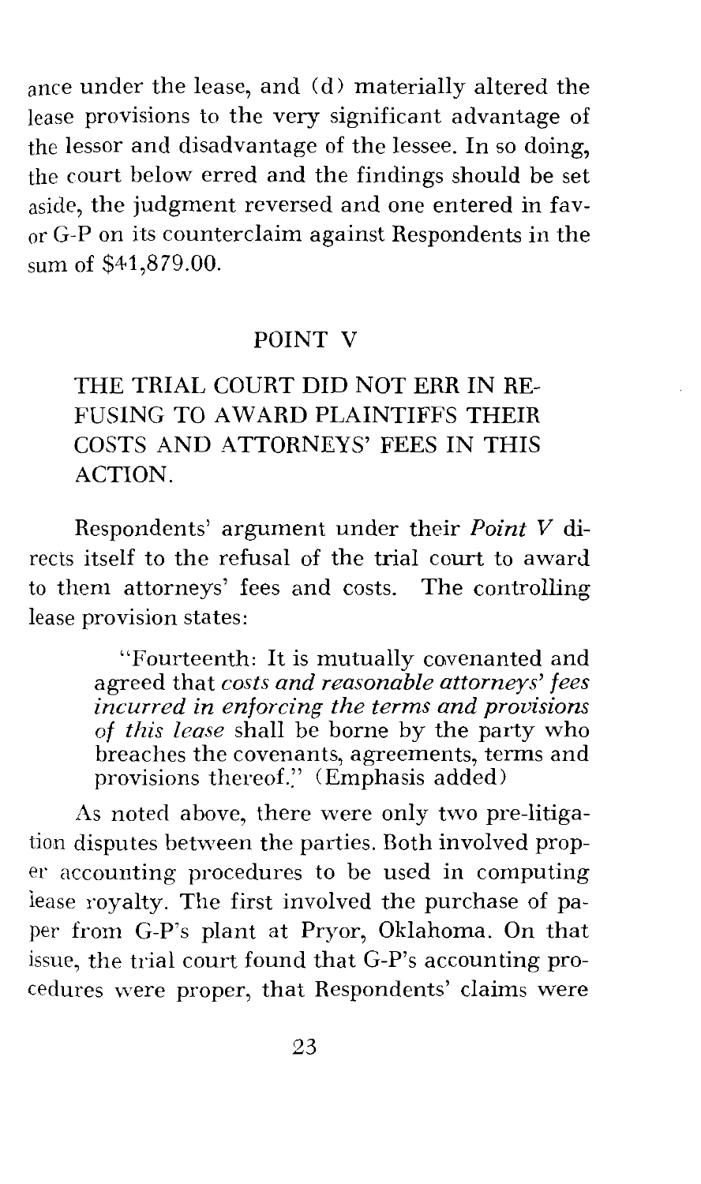ance under the lease, and (d) materially altered the lease provisions to the very significant advantage of the lessor and disadvantage of the lessee. In so doing, the court below erred and the findings should be set aside, the judgment reversed and one entered in favor G-P on its counterclaim against Respondents in the sum of $41,879.00.

## POINT V

## THE TRIAL COURT DID NOT ERR IN REFUSING TO AWARD PLAINTIFFS THEIR COSTS AND ATTORNEYS' FEES IN THIS ACTION.

Respondents' argument under their *Point V* directs itself to the refusal of the trial court to award to them attorneys' fees and costs. The controlling lease provision states:

> "Fourteenth: It is mutually covenanted and agreed that *costs and reasonable attorneys' fees incurred in enforcing the terms and provisions of this lease* shall be borne by the party who breaches the covenants, agreements, terms and provisions thereof." (Emphasis added)

As noted above, there were only two pre-litigation disputes between the parties. Both involved proper accounting procedures to be used in computing lease royalty. The first involved the purchase of paper from G-P's plant at Pryor, Oklahoma. On that issue, the trial court found that G-P's accounting procedures were proper, that Respondents' claims were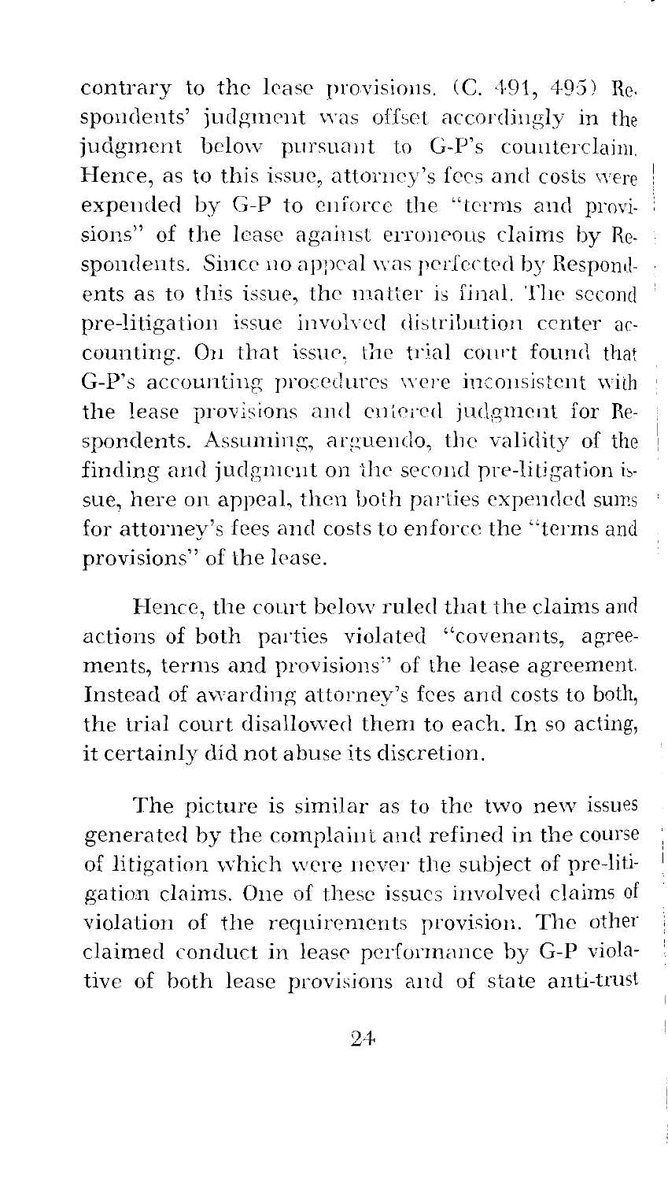contrary to the lease provisions. (C. 491, 495) Respondents' judgment was offset accordingly in the judgment below pursuant to G-P's counterclaim. Hence, as to this issue, attorney's fees and costs were expended by G-P to enforce the "terms and provisions" of the lease against erroneous claims by Respondents. Since no appeal was perfected by Respondents as to this issue, the matter is final. The second pre-litigation issue involved distribution center accounting. On that issue, the trial court found that G-P's accounting procedures were inconsistent with the lease provisions and entered judgment for Respondents. Assuming, arguendo, the validity of the finding and judgment on the second pre-litigation issue, here on appeal, then both parties expended sums for attorney's fees and costs to enforce the "terms and provisions" of the lease.

Hence, the court below ruled that the claims and actions of both parties violated "covenants, agreements, terms and provisions" of the lease agreement. Instead of awarding attorney's fees and costs to both, the trial court disallowed them to each. In so acting, it certainly did not abuse its discretion.

The picture is similar as to the two new issues generated by the complaint and refined in the course of litigation which were never the subject of pre-litigation claims. One of these issues involved claims of violation of the requirements provision. The other claimed conduct in lease performance by G-P violative of both lease provisions and of state anti-trust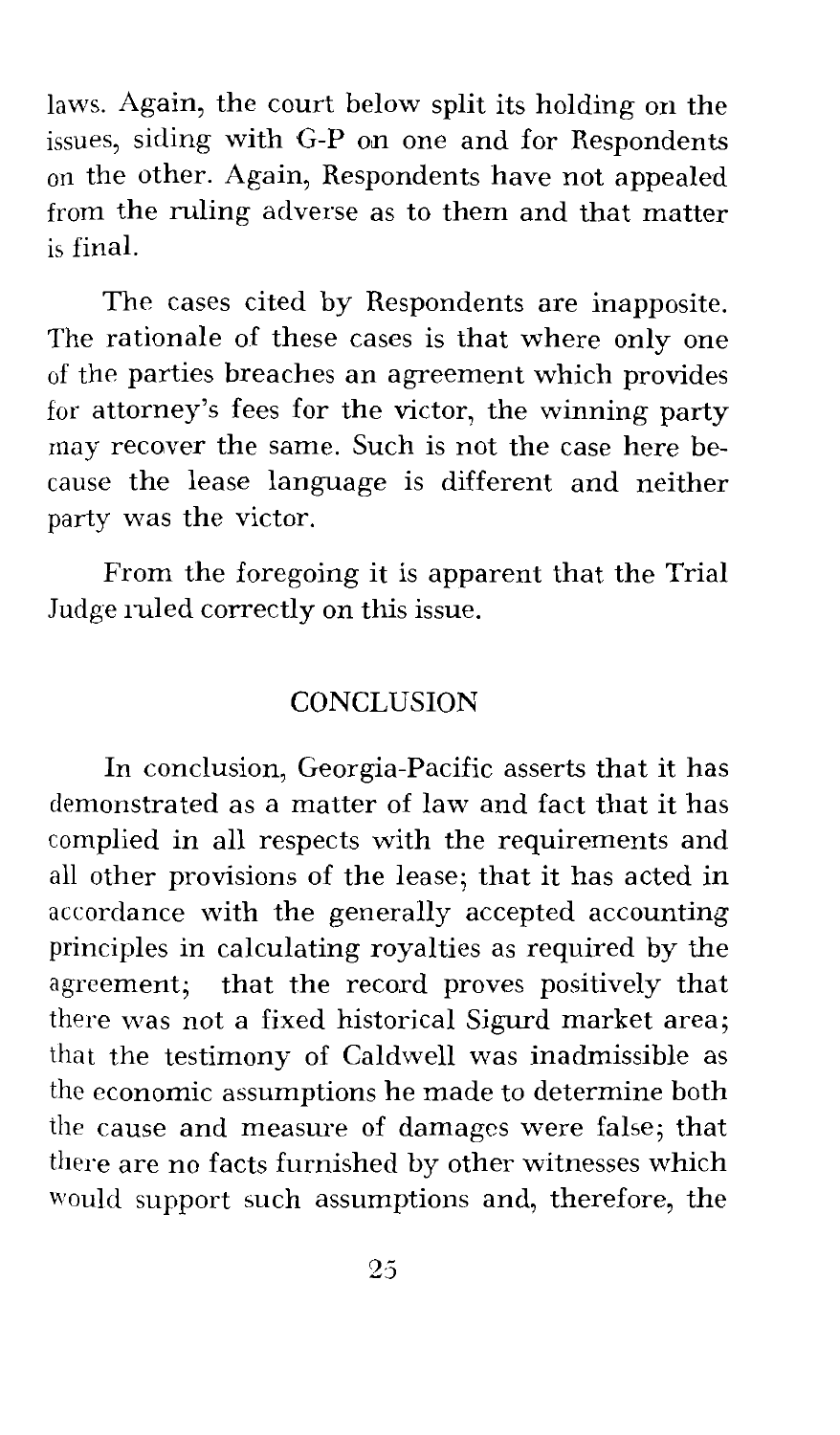laws. Again, the court below split its holding on the issues, siding with G-P on one and for Respondents on the other. Again, Respondents have not appealed from the ruling adverse as to them and that matter is final.

The cases cited by Respondents are inapposite. The rationale of these cases is that where only one of the parties breaches an agreement which provides for attorney's fees for the victor, the winning party may recover the same. Such is not the case here because the lease language is different and neither party was the victor.

From the foregoing it is apparent that the Trial Judge ruled correctly on this issue.

## CONCLUSION

In conclusion, Georgia-Pacific asserts that it has demonstrated as a matter of law and fact that it has complied in all respects with the requirements and all other provisions of the lease; that it has acted in accordance with the generally accepted accounting principles in calculating royalties as required by the agreement; that the record proves positively that there was not a fixed historical Sigurd market area; that the testimony of Caldwell was inadmissible as the economic assumptions he made to determine both the cause and measure of damages were false; that there are no facts furnished by other witnesses which would support such assumptions and, therefore, the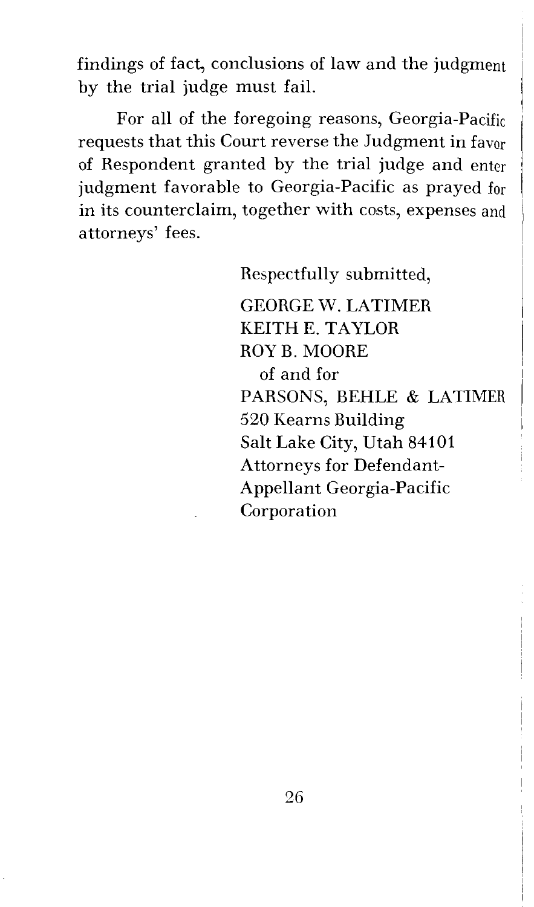findings of fact, conclusions of law and the judgment by the trial judge must fail.

For all of the foregoing reasons, Georgia-Pacific requests that this Court reverse the Judgment in favor of Respondent granted by the trial judge and enter judgment favorable to Georgia-Pacific as prayed for in its counterclaim, together with costs, expenses and attorneys' fees.

Respectfully submitted,

GEORGE W. LATIMER
KEITH E. TAYLOR
ROY B. MOORE
of and for
PARSONS, BEHLE & LATIMER
520 Kearns Building
Salt Lake City, Utah 84101
Attorneys for Defendant-Appellant Georgia-Pacific Corporation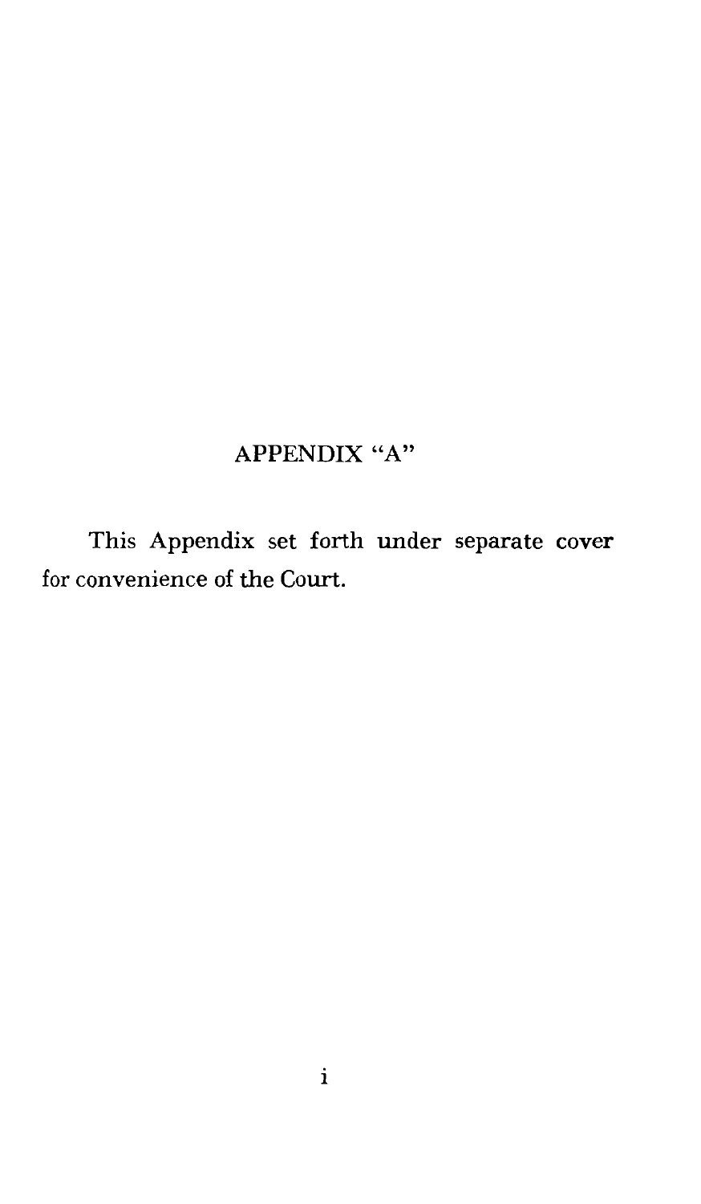# APPENDIX "A"

This Appendix set forth under separate cover for convenience of the Court.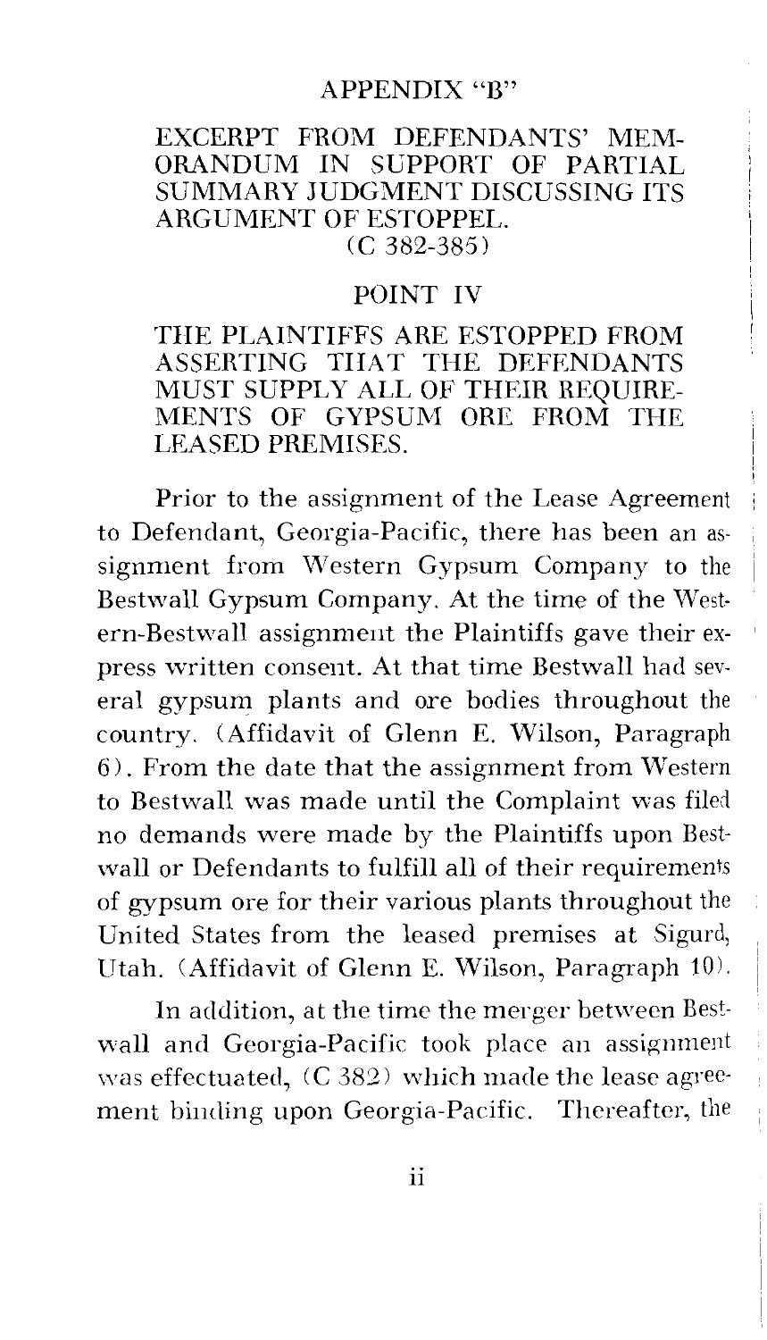## APPENDIX "B"

### EXCERPT FROM DEFENDANTS' MEMORANDUM IN SUPPORT OF PARTIAL SUMMARY JUDGMENT DISCUSSING ITS ARGUMENT OF ESTOPPEL.
(C 382-385)

### POINT IV

### THE PLAINTIFFS ARE ESTOPPED FROM ASSERTING THAT THE DEFENDANTS MUST SUPPLY ALL OF THEIR REQUIREMENTS OF GYPSUM ORE FROM THE LEASED PREMISES.

Prior to the assignment of the Lease Agreement to Defendant, Georgia-Pacific, there has been an assignment from Western Gypsum Company to the Bestwall Gypsum Company. At the time of the Western-Bestwall assignment the Plaintiffs gave their express written consent. At that time Bestwall had several gypsum plants and ore bodies throughout the country. (Affidavit of Glenn E. Wilson, Paragraph 6). From the date that the assignment from Western to Bestwall was made until the Complaint was filed no demands were made by the Plaintiffs upon Bestwall or Defendants to fulfill all of their requirements of gypsum ore for their various plants throughout the United States from the leased premises at Sigurd, Utah. (Affidavit of Glenn E. Wilson, Paragraph 10).

In addition, at the time the merger between Bestwall and Georgia-Pacific took place an assignment was effectuated, (C 382) which made the lease agreement binding upon Georgia-Pacific. Thereafter, the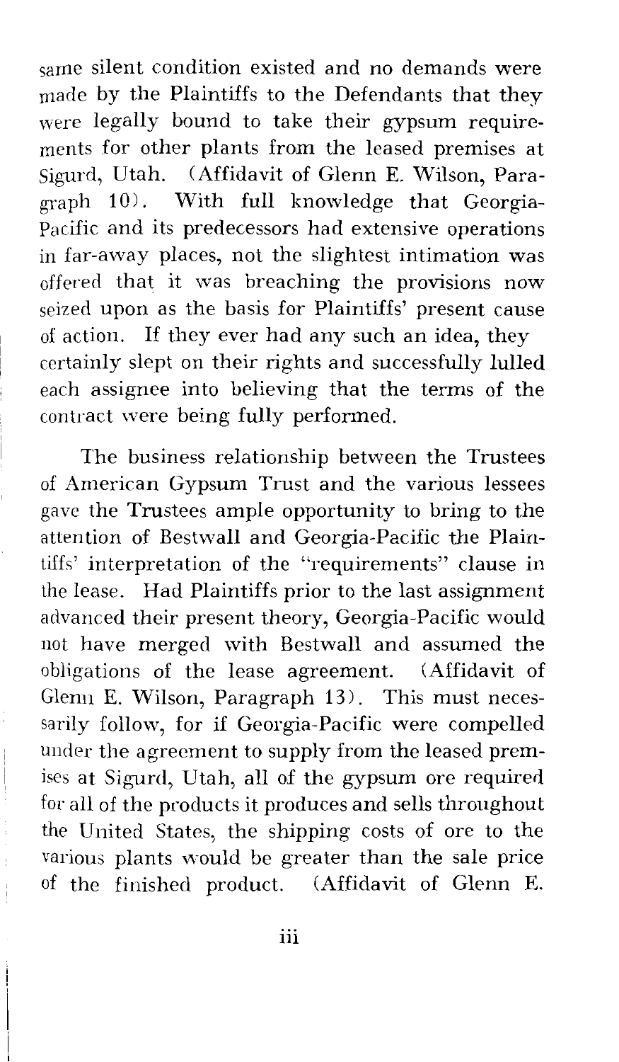same silent condition existed and no demands were made by the Plaintiffs to the Defendants that they were legally bound to take their gypsum requirements for other plants from the leased premises at Sigurd, Utah. (Affidavit of Glenn E. Wilson, Paragraph 10). With full knowledge that Georgia-Pacific and its predecessors had extensive operations in far-away places, not the slightest intimation was offered that it was breaching the provisions now seized upon as the basis for Plaintiffs' present cause of action. If they ever had any such an idea, they certainly slept on their rights and successfully lulled each assignee into believing that the terms of the contract were being fully performed.

The business relationship between the Trustees of American Gypsum Trust and the various lessees gave the Trustees ample opportunity to bring to the attention of Bestwall and Georgia-Pacific the Plaintiffs' interpretation of the "requirements" clause in the lease. Had Plaintiffs prior to the last assignment advanced their present theory, Georgia-Pacific would not have merged with Bestwall and assumed the obligations of the lease agreement. (Affidavit of Glenn E. Wilson, Paragraph 13). This must necessarily follow, for if Georgia-Pacific were compelled under the agreement to supply from the leased premises at Sigurd, Utah, all of the gypsum ore required for all of the products it produces and sells throughout the United States, the shipping costs of ore to the various plants would be greater than the sale price of the finished product. (Affidavit of Glenn E.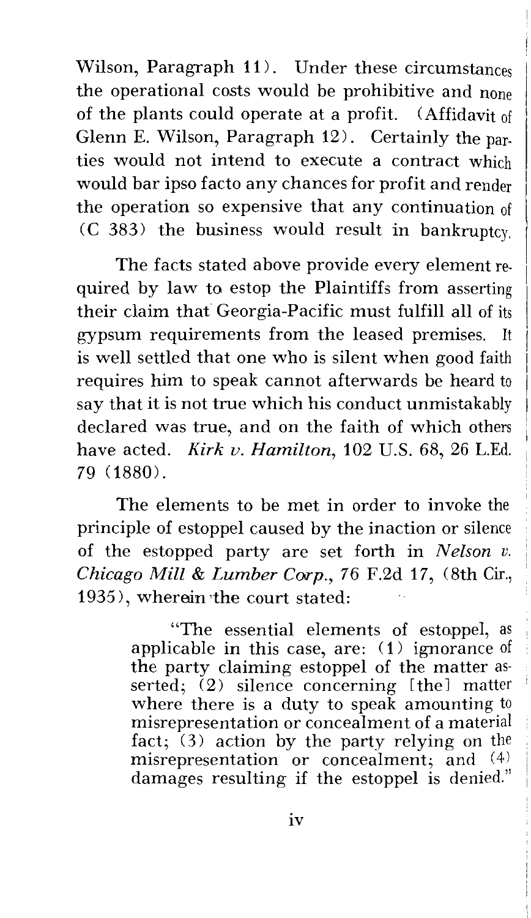Wilson, Paragraph 11). Under these circumstances the operational costs would be prohibitive and none of the plants could operate at a profit. (Affidavit of Glenn E. Wilson, Paragraph 12). Certainly the parties would not intend to execute a contract which would bar ipso facto any chances for profit and render the operation so expensive that any continuation of (C 383) the business would result in bankruptcy.

The facts stated above provide every element required by law to estop the Plaintiffs from asserting their claim that Georgia-Pacific must fulfill all of its gypsum requirements from the leased premises. It is well settled that one who is silent when good faith requires him to speak cannot afterwards be heard to say that it is not true which his conduct unmistakably declared was true, and on the faith of which others have acted. *Kirk v. Hamilton*, 102 U.S. 68, 26 L.Ed. 79 (1880).

The elements to be met in order to invoke the principle of estoppel caused by the inaction or silence of the estopped party are set forth in *Nelson v. Chicago Mill & Lumber Corp.*, 76 F.2d 17, (8th Cir., 1935), wherein the court stated:

> "The essential elements of estoppel, as applicable in this case, are: (1) ignorance of the party claiming estoppel of the matter asserted; (2) silence concerning [the] matter where there is a duty to speak amounting to misrepresentation or concealment of a material fact; (3) action by the party relying on the misrepresentation or concealment; and (4) damages resulting if the estoppel is denied."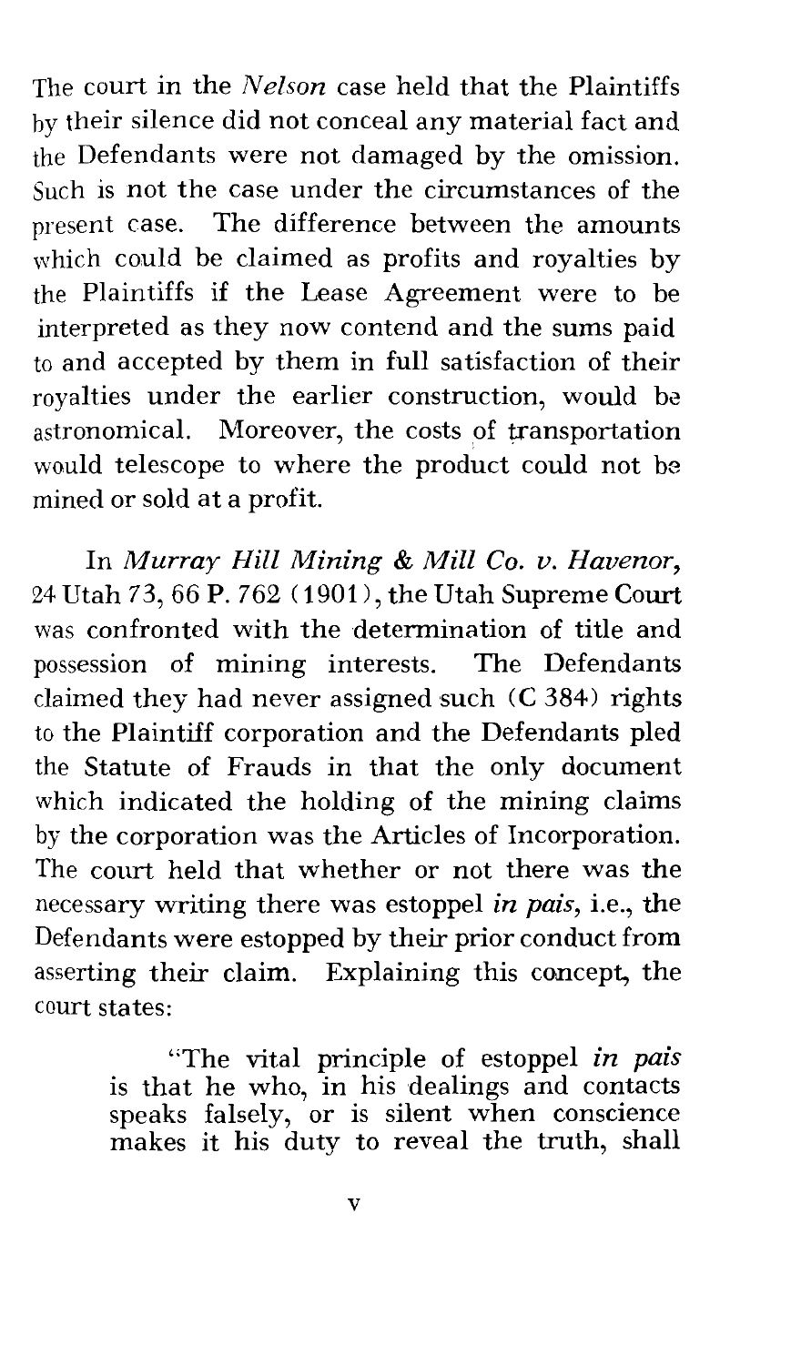The court in the *Nelson* case held that the Plaintiffs by their silence did not conceal any material fact and the Defendants were not damaged by the omission. Such is not the case under the circumstances of the present case. The difference between the amounts which could be claimed as profits and royalties by the Plaintiffs if the Lease Agreement were to be interpreted as they now contend and the sums paid to and accepted by them in full satisfaction of their royalties under the earlier construction, would be astronomical. Moreover, the costs of transportation would telescope to where the product could not be mined or sold at a profit.

In *Murray Hill Mining & Mill Co. v. Havenor*, 24 Utah 73, 66 P. 762 (1901), the Utah Supreme Court was confronted with the determination of title and possession of mining interests. The Defendants claimed they had never assigned such (C 384) rights to the Plaintiff corporation and the Defendants pled the Statute of Frauds in that the only document which indicated the holding of the mining claims by the corporation was the Articles of Incorporation. The court held that whether or not there was the necessary writing there was estoppel *in pais*, i.e., the Defendants were estopped by their prior conduct from asserting their claim. Explaining this concept, the court states:

> "The vital principle of estoppel *in pais* is that he who, in his dealings and contacts speaks falsely, or is silent when conscience makes it his duty to reveal the truth, shall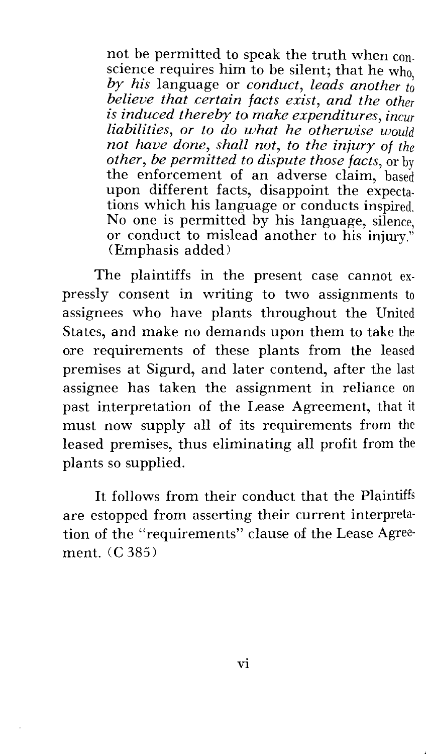not be permitted to speak the truth when conscience requires him to be silent; that he who, *by his* language or *conduct, leads another to believe that certain facts exist, and the other is induced thereby to make expenditures, incur liabilities, or to do what he otherwise would not have done, shall not, to the injury of the other, be permitted to dispute those facts,* or by the enforcement of an adverse claim, based upon different facts, disappoint the expectations which his language or conducts inspired. No one is permitted by his language, silence, or conduct to mislead another to his injury." (Emphasis added)

The plaintiffs in the present case cannot expressly consent in writing to two assignments to assignees who have plants throughout the United States, and make no demands upon them to take the ore requirements of these plants from the leased premises at Sigurd, and later contend, after the last assignee has taken the assignment in reliance on past interpretation of the Lease Agreement, that it must now supply all of its requirements from the leased premises, thus eliminating all profit from the plants so supplied.

It follows from their conduct that the Plaintiffs are estopped from asserting their current interpretation of the "requirements" clause of the Lease Agreement. (C 385)